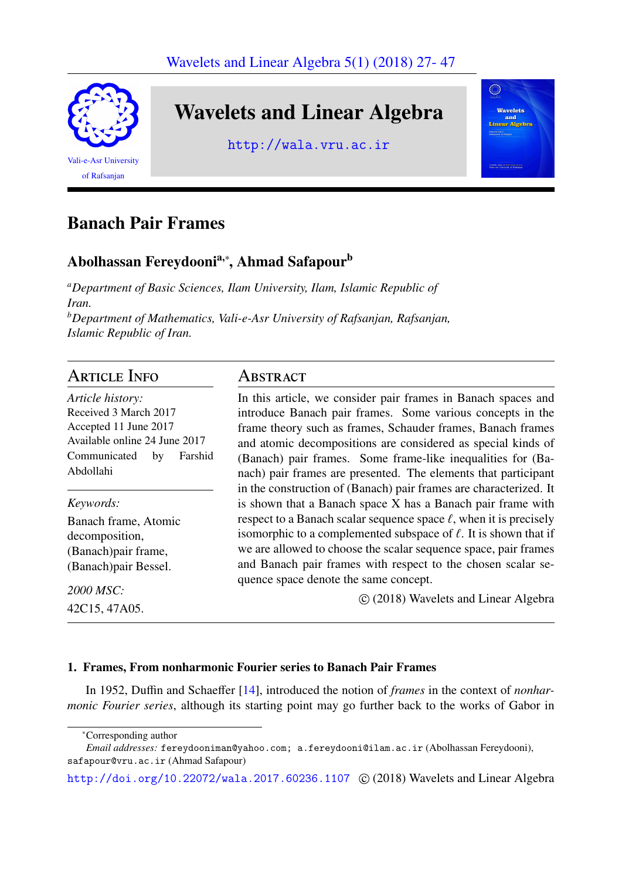# Banach Pair Frames

## Abolhassan Fereydooni[a,*], Ahmad Safapour[b]

[a]*Department of Basic Sciences, Ilam University, Ilam, Islamic Republic of Iran.*
[b]*Department of Mathematics, Vali-e-Asr University of Rafsanjan, Rafsanjan, Islamic Republic of Iran.*

### Article Info

*Article history:*
Received 3 March 2017
Accepted 11 June 2017
Available online 24 June 2017
Communicated by Farshid Abdollahi

*Keywords:*
Banach frame, Atomic decomposition, (Banach)pair frame, (Banach)pair Bessel.

*2000 MSC:*
42C15, 47A05.

### Abstract

In this article, we consider pair frames in Banach spaces and introduce Banach pair frames. Some various concepts in the frame theory such as frames, Schauder frames, Banach frames and atomic decompositions are considered as special kinds of (Banach) pair frames. Some frame-like inequalities for (Banach) pair frames are presented. The elements that participant in the construction of (Banach) pair frames are characterized. It is shown that a Banach space X has a Banach pair frame with respect to a Banach scalar sequence space $\ell$, when it is precisely isomorphic to a complemented subspace of $\ell$. It is shown that if we are allowed to choose the scalar sequence space, pair frames and Banach pair frames with respect to the chosen scalar sequence space denote the same concept.

© (2018) Wavelets and Linear Algebra

## 1. Frames, From nonharmonic Fourier series to Banach Pair Frames

In 1952, Duffin and Schaeffer [14], introduced the notion of *frames* in the context of *nonharmonic Fourier series*, although its starting point may go further back to the works of Gabor in

---

*Corresponding author
*Email addresses:* fereydooniman@yahoo.com; a.fereydooni@ilam.ac.ir (Abolhassan Fereydooni), safapour@vru.ac.ir (Ahmad Safapour)

http://doi.org/10.22072/wala.2017.60236.1107 © (2018) Wavelets and Linear Algebra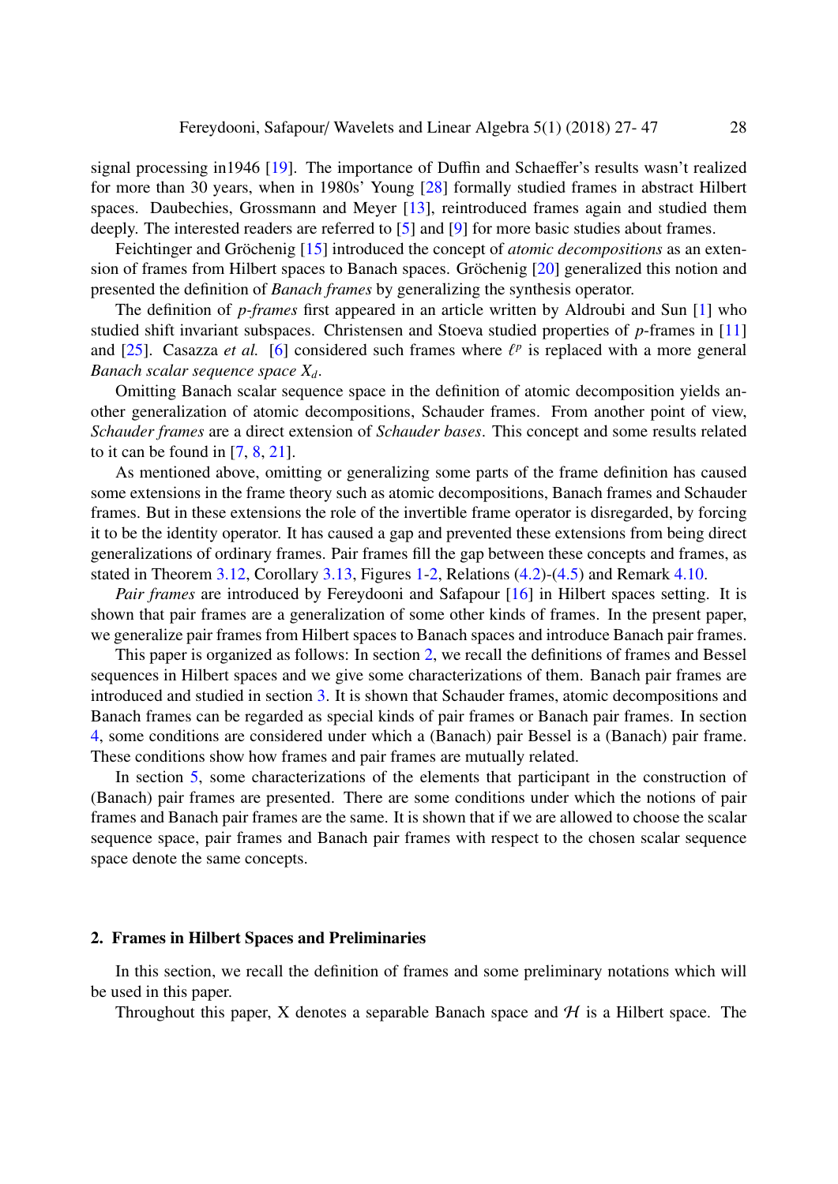signal processing in1946 [19]. The importance of Duffin and Schaeffer's results wasn't realized for more than 30 years, when in 1980s' Young [28] formally studied frames in abstract Hilbert spaces. Daubechies, Grossmann and Meyer [13], reintroduced frames again and studied them deeply. The interested readers are referred to [5] and [9] for more basic studies about frames.

Feichtinger and Gröchenig [15] introduced the concept of *atomic decompositions* as an extension of frames from Hilbert spaces to Banach spaces. Gröchenig [20] generalized this notion and presented the definition of *Banach frames* by generalizing the synthesis operator.

The definition of *p-frames* first appeared in an article written by Aldroubi and Sun [1] who studied shift invariant subspaces. Christensen and Stoeva studied properties of $p$-frames in [11] and [25]. Casazza *et al.* [6] considered such frames where $\ell^p$ is replaced with a more general *Banach scalar sequence space* $X_d$.

Omitting Banach scalar sequence space in the definition of atomic decomposition yields another generalization of atomic decompositions, Schauder frames. From another point of view, *Schauder frames* are a direct extension of *Schauder bases*. This concept and some results related to it can be found in [7, 8, 21].

As mentioned above, omitting or generalizing some parts of the frame definition has caused some extensions in the frame theory such as atomic decompositions, Banach frames and Schauder frames. But in these extensions the role of the invertible frame operator is disregarded, by forcing it to be the identity operator. It has caused a gap and prevented these extensions from being direct generalizations of ordinary frames. Pair frames fill the gap between these concepts and frames, as stated in Theorem 3.12, Corollary 3.13, Figures 1-2, Relations (4.2)-(4.5) and Remark 4.10.

*Pair frames* are introduced by Fereydooni and Safapour [16] in Hilbert spaces setting. It is shown that pair frames are a generalization of some other kinds of frames. In the present paper, we generalize pair frames from Hilbert spaces to Banach spaces and introduce Banach pair frames.

This paper is organized as follows: In section 2, we recall the definitions of frames and Bessel sequences in Hilbert spaces and we give some characterizations of them. Banach pair frames are introduced and studied in section 3. It is shown that Schauder frames, atomic decompositions and Banach frames can be regarded as special kinds of pair frames or Banach pair frames. In section 4, some conditions are considered under which a (Banach) pair Bessel is a (Banach) pair frame. These conditions show how frames and pair frames are mutually related.

In section 5, some characterizations of the elements that participant in the construction of (Banach) pair frames are presented. There are some conditions under which the notions of pair frames and Banach pair frames are the same. It is shown that if we are allowed to choose the scalar sequence space, pair frames and Banach pair frames with respect to the chosen scalar sequence space denote the same concepts.

## 2. Frames in Hilbert Spaces and Preliminaries

In this section, we recall the definition of frames and some preliminary notations which will be used in this paper.

Throughout this paper, X denotes a separable Banach space and $\mathcal{H}$ is a Hilbert space. The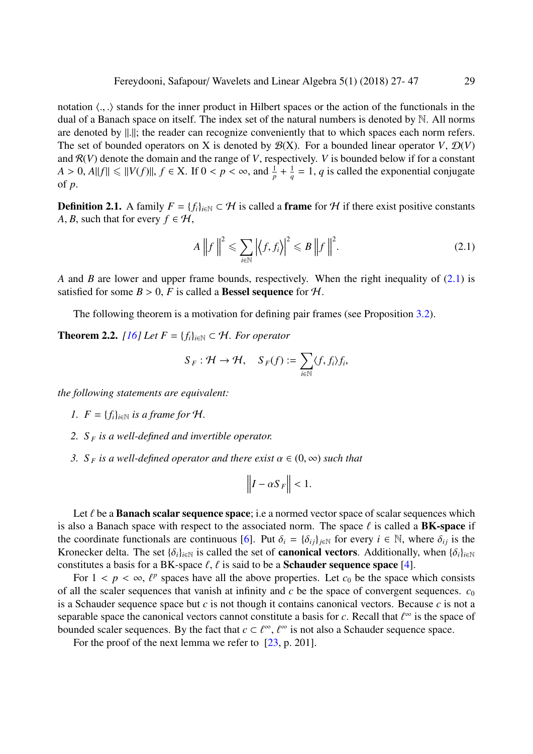notation $\langle .,. \rangle$ stands for the inner product in Hilbert spaces or the action of the functionals in the dual of a Banach space on itself. The index set of the natural numbers is denoted by $\mathbb{N}$. All norms are denoted by $\|.\|$; the reader can recognize conveniently that to which spaces each norm refers. The set of bounded operators on X is denoted by $\mathcal{B}(X)$. For a bounded linear operator $V$, $\mathcal{D}(V)$ and $\mathcal{R}(V)$ denote the domain and the range of $V$, respectively. $V$ is bounded below if for a constant $A > 0$, $A\|f\| \leqslant \|V(f)\|$, $f \in X$. If $0 < p < \infty$, and $\frac{1}{p} + \frac{1}{q} = 1$, $q$ is called the exponential conjugate of $p$.

**Definition 2.1.** A family $F = \{f_i\}_{i\in\mathbb{N}} \subset \mathcal{H}$ is called a **frame** for $\mathcal{H}$ if there exist positive constants $A, B$, such that for every $f \in \mathcal{H}$,

$$A \left\|f\right\|^2 \leqslant \sum_{i\in\mathbb{N}} \left|\left\langle f, f_i\right\rangle\right|^2 \leqslant B \left\|f\right\|^2. \tag{2.1}$$

$A$ and $B$ are lower and upper frame bounds, respectively. When the right inequality of (2.1) is satisfied for some $B > 0$, $F$ is called a **Bessel sequence** for $\mathcal{H}$.

The following theorem is a motivation for defining pair frames (see Proposition 3.2).

**Theorem 2.2.** *[16] Let $F = \{f_i\}_{i\in\mathbb{N}} \subset \mathcal{H}$. For operator*

$$S_F : \mathcal{H} \to \mathcal{H}, \quad S_F(f) := \sum_{i\in\mathbb{N}} \langle f, f_i\rangle f_i,$$

*the following statements are equivalent:*

1. *$F = \{f_i\}_{i\in\mathbb{N}}$ is a frame for $\mathcal{H}$.*
2. *$S_F$ is a well-defined and invertible operator.*
3. *$S_F$ is a well-defined operator and there exist $\alpha \in (0, \infty)$ such that*

$$\left\|I - \alpha S_F\right\| < 1.$$

Let $\ell$ be a **Banach scalar sequence space**; i.e a normed vector space of scalar sequences which is also a Banach space with respect to the associated norm. The space $\ell$ is called a **BK-space** if the coordinate functionals are continuous [6]. Put $\delta_i = \{\delta_{ij}\}_{j\in\mathbb{N}}$ for every $i \in \mathbb{N}$, where $\delta_{ij}$ is the Kronecker delta. The set $\{\delta_i\}_{i\in\mathbb{N}}$ is called the set of **canonical vectors**. Additionally, when $\{\delta_i\}_{i\in\mathbb{N}}$ constitutes a basis for a BK-space $\ell$, $\ell$ is said to be a **Schauder sequence space** [4].

For $1 < p < \infty$, $\ell^p$ spaces have all the above properties. Let $c_0$ be the space which consists of all the scaler sequences that vanish at infinity and $c$ be the space of convergent sequences. $c_0$ is a Schauder sequence space but $c$ is not though it contains canonical vectors. Because $c$ is not a separable space the canonical vectors cannot constitute a basis for $c$. Recall that $\ell^\infty$ is the space of bounded scaler sequences. By the fact that $c \subset \ell^\infty$, $\ell^\infty$ is not also a Schauder sequence space.

For the proof of the next lemma we refer to [23, p. 201].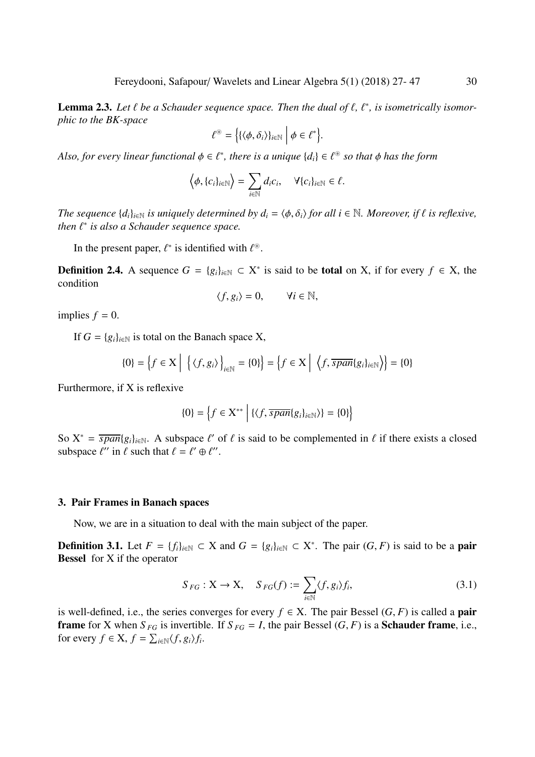**Lemma 2.3.** *Let $\ell$ be a Schauder sequence space. Then the dual of $\ell$, $\ell^*$, is isometrically isomorphic to the BK-space*

$$\ell^{\circledast} = \left\{ \{\langle \phi, \delta_i \rangle\}_{i\in\mathbb{N}} \;\middle|\; \phi \in \ell^* \right\}.$$

*Also, for every linear functional $\phi \in \ell^*$, there is a unique $\{d_i\} \in \ell^{\circledast}$ so that $\phi$ has the form*

$$\left\langle \phi, \{c_i\}_{i\in\mathbb{N}} \right\rangle = \sum_{i\in\mathbb{N}} d_i c_i, \quad \forall \{c_i\}_{i\in\mathbb{N}} \in \ell.$$

*The sequence $\{d_i\}_{i\in\mathbb{N}}$ is uniquely determined by $d_i = \langle \phi, \delta_i \rangle$ for all $i \in \mathbb{N}$. Moreover, if $\ell$ is reflexive, then $\ell^*$ is also a Schauder sequence space.*

In the present paper, $\ell^*$ is identified with $\ell^{\circledast}$.

**Definition 2.4.** A sequence $G = \{g_i\}_{i\in\mathbb{N}} \subset \mathrm{X}^*$ is said to be **total** on X, if for every $f \in \mathrm{X}$, the condition

$$\langle f, g_i \rangle = 0, \qquad \forall i \in \mathbb{N},$$

implies $f = 0$.

If $G = \{g_i\}_{i\in\mathbb{N}}$ is total on the Banach space X,

$$\{0\} = \left\{ f \in \mathrm{X} \;\middle|\; \left\{ \langle f, g_i \rangle \right\}_{i\in\mathbb{N}} = \{0\} \right\} = \left\{ f \in \mathrm{X} \;\middle|\; \left\langle f, \overline{span}\{g_i\}_{i\in\mathbb{N}} \right\rangle \right\} = \{0\}$$

Furthermore, if X is reflexive

$$\{0\} = \left\{ f \in \mathrm{X}^{**} \;\middle|\; \{\langle f, \overline{span}\{g_i\}_{i\in\mathbb{N}} \rangle\} = \{0\} \right\}$$

So $\mathrm{X}^* = \overline{span}\{g_i\}_{i\in\mathbb{N}}$. A subspace $\ell'$ of $\ell$ is said to be complemented in $\ell$ if there exists a closed subspace $\ell''$ in $\ell$ such that $\ell = \ell' \oplus \ell''$.

## 3. Pair Frames in Banach spaces

Now, we are in a situation to deal with the main subject of the paper.

**Definition 3.1.** Let $F = \{f_i\}_{i\in\mathbb{N}} \subset \mathrm{X}$ and $G = \{g_i\}_{i\in\mathbb{N}} \subset \mathrm{X}^*$. The pair $(G, F)$ is said to be a **pair Bessel** for X if the operator

$$S_{FG} : \mathrm{X} \to \mathrm{X}, \quad S_{FG}(f) := \sum_{i\in\mathbb{N}} \langle f, g_i \rangle f_i, \tag{3.1}$$

is well-defined, i.e., the series converges for every $f \in \mathrm{X}$. The pair Bessel $(G, F)$ is called a **pair frame** for X when $S_{FG}$ is invertible. If $S_{FG} = I$, the pair Bessel $(G, F)$ is a **Schauder frame**, i.e., for every $f \in \mathrm{X}$, $f = \sum_{i\in\mathbb{N}} \langle f, g_i \rangle f_i$.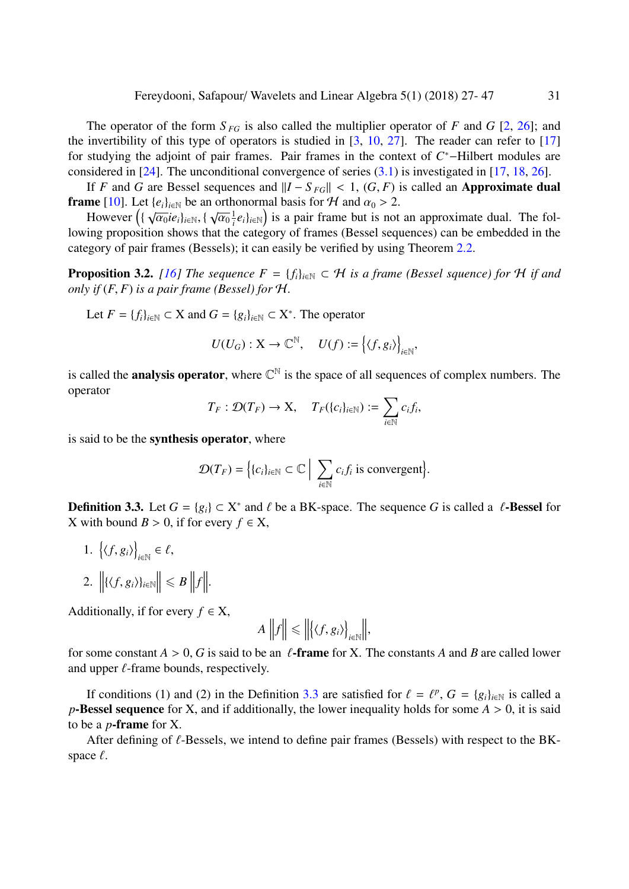The operator of the form $S_{FG}$ is also called the multiplier operator of $F$ and $G$ [2, 26]; and the invertibility of this type of operators is studied in [3, 10, 27]. The reader can refer to [17] for studying the adjoint of pair frames. Pair frames in the context of $C^*$−Hilbert modules are considered in [24]. The unconditional convergence of series (3.1) is investigated in [17, 18, 26].

If $F$ and $G$ are Bessel sequences and $\|I - S_{FG}\| < 1$, $(G, F)$ is called an **Approximate dual frame** [10]. Let $\{e_i\}_{i\in\mathbb{N}}$ be an orthonormal basis for $\mathcal{H}$ and $\alpha_0 > 2$.

However $\left(\{\sqrt{\alpha_0} i e_i\}_{i\in\mathbb{N}}, \{\sqrt{\alpha_0}\frac{1}{i} e_i\}_{i\in\mathbb{N}}\right)$ is a pair frame but is not an approximate dual. The following proposition shows that the category of frames (Bessel sequences) can be embedded in the category of pair frames (Bessels); it can easily be verified by using Theorem 2.2.

**Proposition 3.2.** *[16] The sequence $F = \{f_i\}_{i\in\mathbb{N}} \subset \mathcal{H}$ is a frame (Bessel squence) for $\mathcal{H}$ if and only if $(F, F)$ is a pair frame (Bessel) for $\mathcal{H}$.*

Let $F = \{f_i\}_{i\in\mathbb{N}} \subset \mathrm{X}$ and $G = \{g_i\}_{i\in\mathbb{N}} \subset \mathrm{X}^*$. The operator

$$U(U_G) : \mathrm{X} \to \mathbb{C}^{\mathbb{N}}, \quad U(f) := \left\{\langle f, g_i\rangle\right\}_{i\in\mathbb{N}},$$

is called the **analysis operator**, where $\mathbb{C}^{\mathbb{N}}$ is the space of all sequences of complex numbers. The operator

$$T_F : \mathcal{D}(T_F) \to \mathrm{X}, \quad T_F(\{c_i\}_{i\in\mathbb{N}}) := \sum_{i\in\mathbb{N}} c_i f_i,$$

is said to be the **synthesis operator**, where

$$\mathcal{D}(T_F) = \left\{\{c_i\}_{i\in\mathbb{N}} \subset \mathbb{C} \,\middle|\, \sum_{i\in\mathbb{N}} c_i f_i \text{ is convergent}\right\}.$$

**Definition 3.3.** Let $G = \{g_i\} \subset \mathrm{X}^*$ and $\ell$ be a BK-space. The sequence $G$ is called a **$\ell$-Bessel** for X with bound $B > 0$, if for every $f \in \mathrm{X}$,

1. $\left\{\langle f, g_i\rangle\right\}_{i\in\mathbb{N}} \in \ell$,
2. $\left\|\{\langle f, g_i\rangle\}_{i\in\mathbb{N}}\right\| \leqslant B \left\|f\right\|$.

Additionally, if for every $f \in \mathrm{X}$,

$$A \left\|f\right\| \leqslant \left\|\left\{\langle f, g_i\rangle\right\}_{i\in\mathbb{N}}\right\|,$$

for some constant $A > 0$, $G$ is said to be an **$\ell$-frame** for X. The constants $A$ and $B$ are called lower and upper $\ell$-frame bounds, respectively.

If conditions (1) and (2) in the Definition 3.3 are satisfied for $\ell = \ell^p$, $G = \{g_i\}_{i\in\mathbb{N}}$ is called a ***p*-Bessel sequence** for X, and if additionally, the lower inequality holds for some $A > 0$, it is said to be a ***p*-frame** for X.

After defining of $\ell$-Bessels, we intend to define pair frames (Bessels) with respect to the BK-space $\ell$.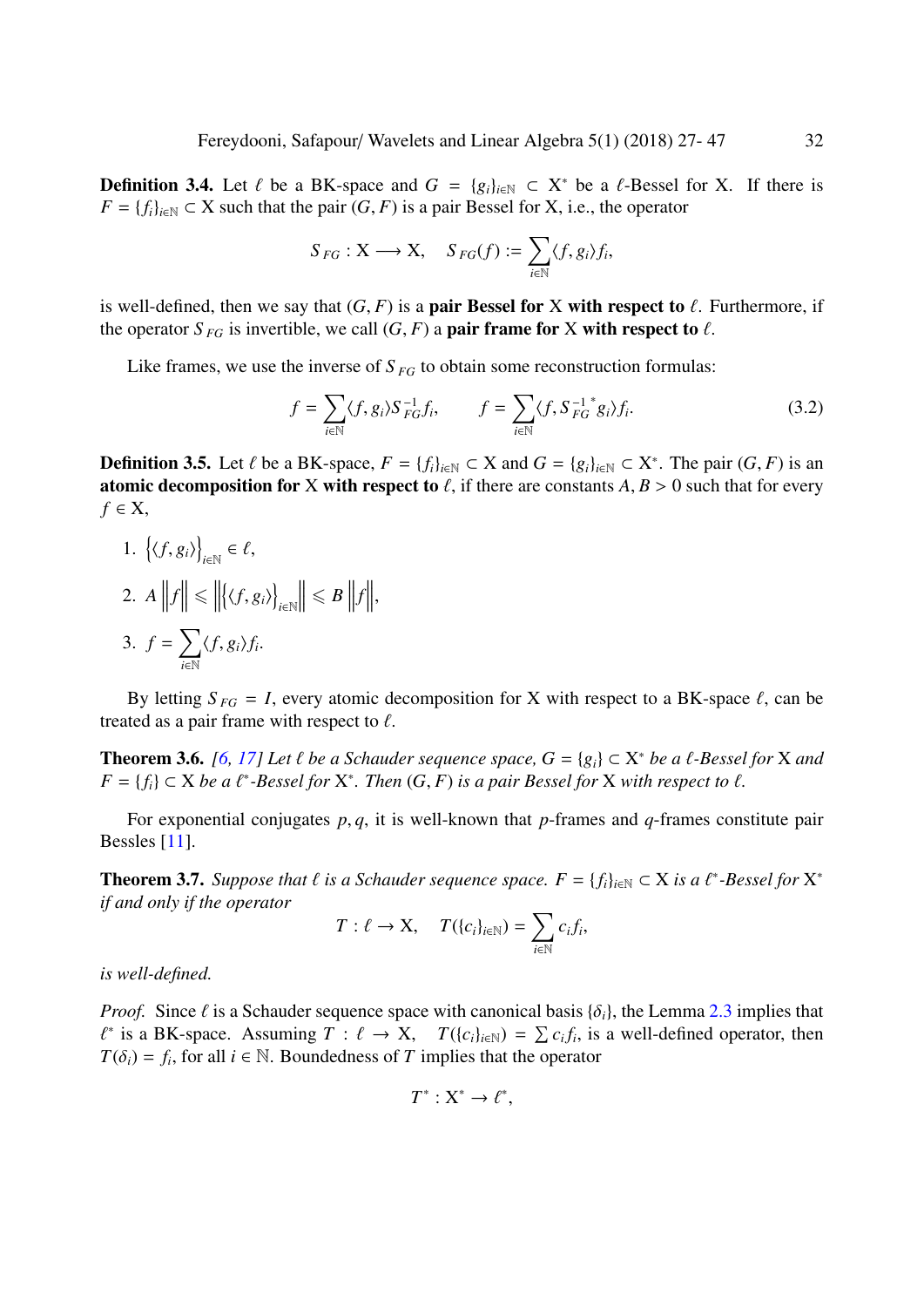**Definition 3.4.** Let $\ell$ be a BK-space and $G = \{g_i\}_{i\in\mathbb{N}} \subset \mathrm{X}^*$ be a $\ell$-Bessel for X. If there is $F = \{f_i\}_{i\in\mathbb{N}} \subset \mathrm{X}$ such that the pair $(G, F)$ is a pair Bessel for X, i.e., the operator

$$S_{FG} : \mathrm{X} \longrightarrow \mathrm{X}, \quad S_{FG}(f) := \sum_{i\in\mathbb{N}} \langle f, g_i\rangle f_i,$$

is well-defined, then we say that $(G, F)$ is a **pair Bessel for** X **with respect to** $\ell$. Furthermore, if the operator $S_{FG}$ is invertible, we call $(G, F)$ a **pair frame for** X **with respect to** $\ell$.

Like frames, we use the inverse of $S_{FG}$ to obtain some reconstruction formulas:

$$f = \sum_{i\in\mathbb{N}} \langle f, g_i\rangle S_{FG}^{-1} f_i, \qquad f = \sum_{i\in\mathbb{N}} \langle f, {S_{FG}^{-1}}^* g_i\rangle f_i. \tag{3.2}$$

**Definition 3.5.** Let $\ell$ be a BK-space, $F = \{f_i\}_{i\in\mathbb{N}} \subset \mathrm{X}$ and $G = \{g_i\}_{i\in\mathbb{N}} \subset \mathrm{X}^*$. The pair $(G, F)$ is an **atomic decomposition for** X **with respect to** $\ell$, if there are constants $A, B > 0$ such that for every $f \in \mathrm{X}$,

1. $\left\{\langle f, g_i\rangle\right\}_{i\in\mathbb{N}} \in \ell$,
2. $A\left\|f\right\| \leqslant \left\|\left\{\langle f, g_i\rangle\right\}_{i\in\mathbb{N}}\right\| \leqslant B\left\|f\right\|$,
3. $f = \sum_{i\in\mathbb{N}} \langle f, g_i\rangle f_i$.

By letting $S_{FG} = I$, every atomic decomposition for X with respect to a BK-space $\ell$, can be treated as a pair frame with respect to $\ell$.

**Theorem 3.6.** *[6, 17] Let $\ell$ be a Schauder sequence space, $G = \{g_i\} \subset \mathrm{X}^*$ be a $\ell$-Bessel for* X *and $F = \{f_i\} \subset \mathrm{X}$ be a $\ell^*$-Bessel for $\mathrm{X}^*$. Then $(G, F)$ is a pair Bessel for* X *with respect to $\ell$.*

For exponential conjugates $p, q$, it is well-known that $p$-frames and $q$-frames constitute pair Bessels [11].

**Theorem 3.7.** *Suppose that $\ell$ is a Schauder sequence space. $F = \{f_i\}_{i\in\mathbb{N}} \subset \mathrm{X}$ is a $\ell^*$-Bessel for $\mathrm{X}^*$ if and only if the operator*

$$T : \ell \to \mathrm{X}, \quad T(\{c_i\}_{i\in\mathbb{N}}) = \sum_{i\in\mathbb{N}} c_i f_i,$$

*is well-defined.*

*Proof.* Since $\ell$ is a Schauder sequence space with canonical basis $\{\delta_i\}$, the Lemma 2.3 implies that $\ell^*$ is a BK-space. Assuming $T : \ell \to \mathrm{X}, \quad T(\{c_i\}_{i\in\mathbb{N}}) = \sum c_i f_i$, is a well-defined operator, then $T(\delta_i) = f_i$, for all $i \in \mathbb{N}$. Boundedness of $T$ implies that the operator

$$T^* : \mathrm{X}^* \to \ell^*,$$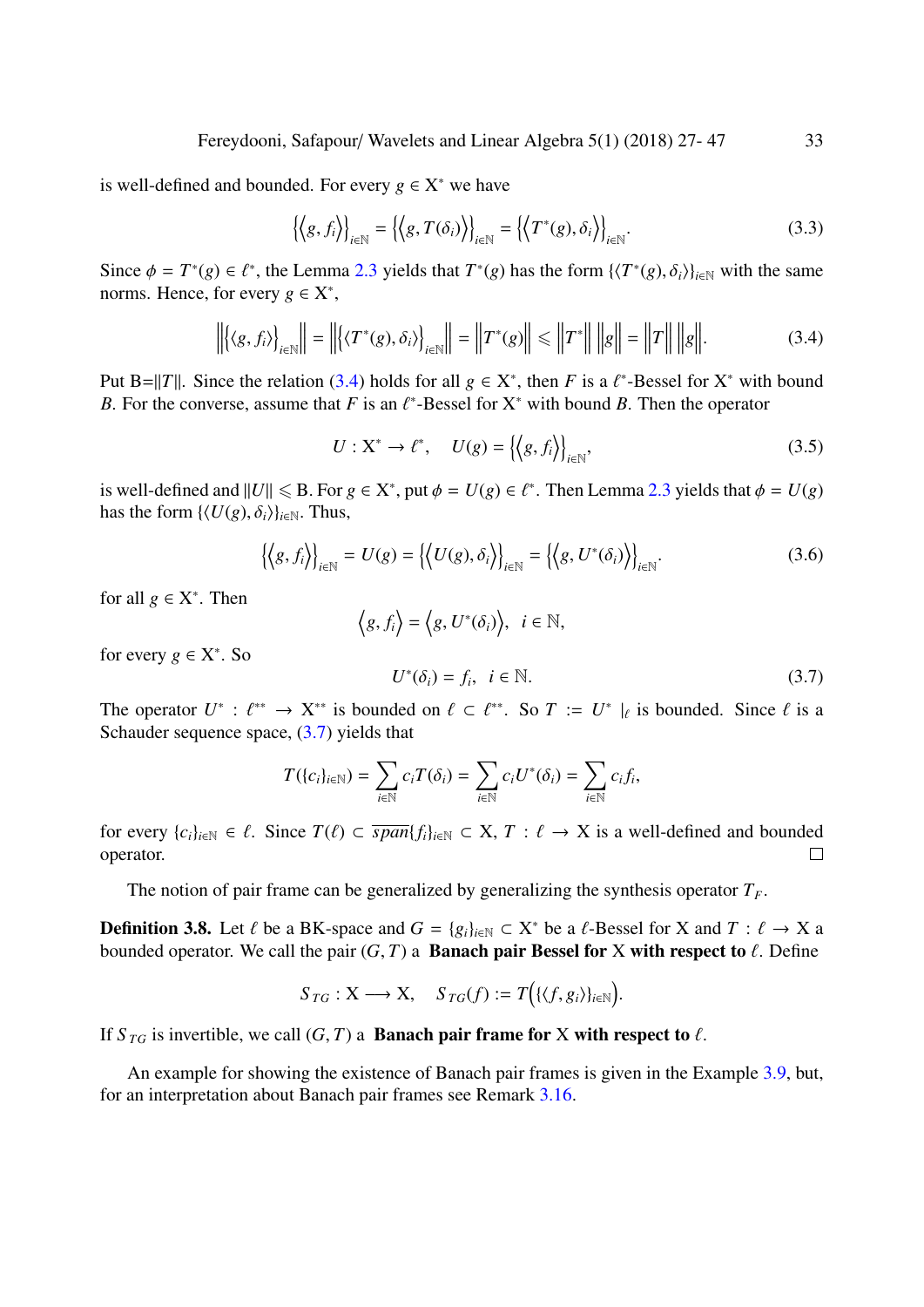is well-defined and bounded. For every $g \in X^*$ we have

$$\left\{\left\langle g, f_i\right\rangle\right\}_{i\in\mathbb{N}} = \left\{\left\langle g, T(\delta_i)\right\rangle\right\}_{i\in\mathbb{N}} = \left\{\left\langle T^*(g), \delta_i\right\rangle\right\}_{i\in\mathbb{N}}. \tag{3.3}$$

Since $\phi = T^*(g) \in \ell^*$, the Lemma 2.3 yields that $T^*(g)$ has the form $\{\langle T^*(g), \delta_i\rangle\}_{i\in\mathbb{N}}$ with the same norms. Hence, for every $g \in X^*$,

$$\left\|\left\{\langle g, f_i\rangle\right\}_{i\in\mathbb{N}}\right\| = \left\|\left\{\langle T^*(g), \delta_i\rangle\right\}_{i\in\mathbb{N}}\right\| = \left\|T^*(g)\right\| \leqslant \left\|T^*\right\| \left\|g\right\| = \left\|T\right\| \left\|g\right\|. \tag{3.4}$$

Put B=$\|T\|$. Since the relation (3.4) holds for all $g \in X^*$, then $F$ is a $\ell^*$-Bessel for $X^*$ with bound $B$. For the converse, assume that $F$ is an $\ell^*$-Bessel for $X^*$ with bound $B$. Then the operator

$$U : X^* \to \ell^*, \quad U(g) = \left\{\left\langle g, f_i\right\rangle\right\}_{i\in\mathbb{N}}, \tag{3.5}$$

is well-defined and $\|U\| \leqslant$ B. For $g \in X^*$, put $\phi = U(g) \in \ell^*$. Then Lemma 2.3 yields that $\phi = U(g)$ has the form $\{\langle U(g), \delta_i\rangle\}_{i\in\mathbb{N}}$. Thus,

$$\left\{\left\langle g, f_i\right\rangle\right\}_{i\in\mathbb{N}} = U(g) = \left\{\left\langle U(g), \delta_i\right\rangle\right\}_{i\in\mathbb{N}} = \left\{\left\langle g, U^*(\delta_i)\right\rangle\right\}_{i\in\mathbb{N}}. \tag{3.6}$$

for all $g \in X^*$. Then

$$\left\langle g, f_i\right\rangle = \left\langle g, U^*(\delta_i)\right\rangle, \quad i \in \mathbb{N},$$

for every $g \in X^*$. So

$$U^*(\delta_i) = f_i, \quad i \in \mathbb{N}. \tag{3.7}$$

The operator $U^* : \ell^{**} \to X^{**}$ is bounded on $\ell \subset \ell^{**}$. So $T := U^* \mid_\ell$ is bounded. Since $\ell$ is a Schauder sequence space, (3.7) yields that

$$T(\{c_i\}_{i\in\mathbb{N}}) = \sum_{i\in\mathbb{N}} c_i T(\delta_i) = \sum_{i\in\mathbb{N}} c_i U^*(\delta_i) = \sum_{i\in\mathbb{N}} c_i f_i,$$

for every $\{c_i\}_{i\in\mathbb{N}} \in \ell$. Since $T(\ell) \subset \overline{span}\{f_i\}_{i\in\mathbb{N}} \subset X$, $T : \ell \to X$ is a well-defined and bounded operator. □

The notion of pair frame can be generalized by generalizing the synthesis operator $T_F$.

**Definition 3.8.** Let $\ell$ be a BK-space and $G = \{g_i\}_{i\in\mathbb{N}} \subset X^*$ be a $\ell$-Bessel for X and $T : \ell \to X$ a bounded operator. We call the pair $(G, T)$ a **Banach pair Bessel for X with respect to $\ell$**. Define

$$S_{TG} : X \longrightarrow X, \quad S_{TG}(f) := T\left(\{\langle f, g_i\rangle\}_{i\in\mathbb{N}}\right).$$

If $S_{TG}$ is invertible, we call $(G, T)$ a **Banach pair frame for X with respect to $\ell$**.

An example for showing the existence of Banach pair frames is given in the Example 3.9, but, for an interpretation about Banach pair frames see Remark 3.16.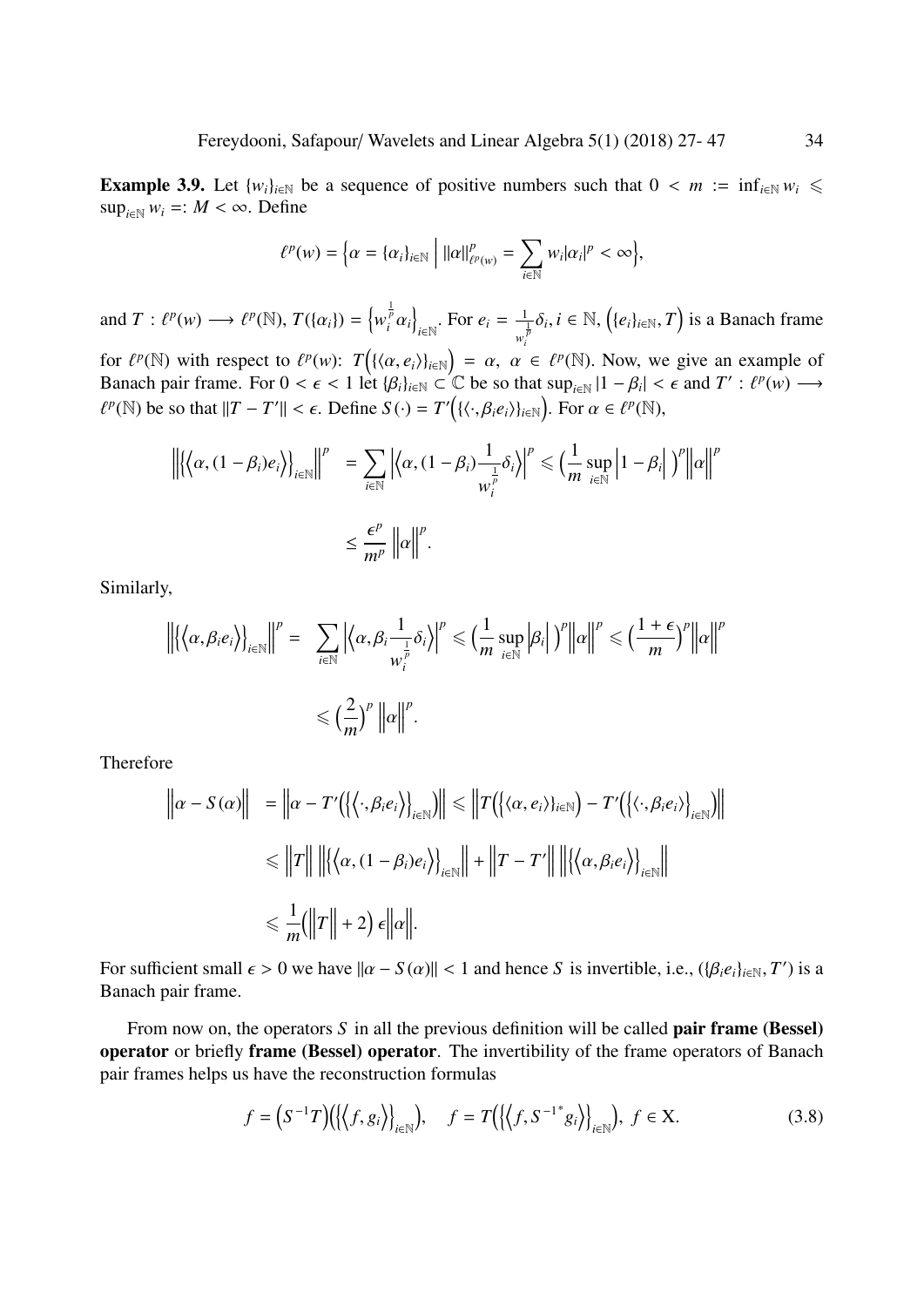**Example 3.9.** Let $\{w_i\}_{i\in\mathbb{N}}$ be a sequence of positive numbers such that $0 < m := \inf_{i\in\mathbb{N}} w_i \leqslant \sup_{i\in\mathbb{N}} w_i =: M < \infty$. Define

$$\ell^p(w) = \Big\{\alpha = \{\alpha_i\}_{i\in\mathbb{N}} \;\Big|\; \|\alpha\|^p_{\ell^p(w)} = \sum_{i\in\mathbb{N}} w_i|\alpha_i|^p < \infty\Big\},$$

and $T : \ell^p(w) \longrightarrow \ell^p(\mathbb{N})$, $T(\{\alpha_i\}) = \Big\{w_i^{\frac{1}{p}}\alpha_i\Big\}_{i\in\mathbb{N}}$. For $e_i = \frac{1}{w_i^{\frac{1}{p}}}\delta_i, i \in \mathbb{N}$, $\Big(\{e_i\}_{i\in\mathbb{N}}, T\Big)$ is a Banach frame for $\ell^p(\mathbb{N})$ with respect to $\ell^p(w)$: $T\Big(\{\langle\alpha, e_i\rangle\}_{i\in\mathbb{N}}\Big) = \alpha$, $\alpha \in \ell^p(\mathbb{N})$. Now, we give an example of Banach pair frame. For $0 < \epsilon < 1$ let $\{\beta_i\}_{i\in\mathbb{N}} \subset \mathbb{C}$ be so that $\sup_{i\in\mathbb{N}} |1 - \beta_i| < \epsilon$ and $T' : \ell^p(w) \longrightarrow \ell^p(\mathbb{N})$ be so that $\|T - T'\| < \epsilon$. Define $S(\cdot) = T'\Big(\{\langle\cdot, \beta_i e_i\rangle\}_{i\in\mathbb{N}}\Big)$. For $\alpha \in \ell^p(\mathbb{N})$,

$$\begin{aligned}
\Big\|\Big\{\Big\langle\alpha, (1 - \beta_i)e_i\Big\rangle\Big\}_{i\in\mathbb{N}}\Big\|^p &= \sum_{i\in\mathbb{N}} \Big|\Big\langle\alpha, (1 - \beta_i)\frac{1}{w_i^{\frac{1}{p}}}\delta_i\Big\rangle\Big|^p \leqslant \Big(\frac{1}{m}\sup_{i\in\mathbb{N}}\Big|1 - \beta_i\Big|\Big)^p\Big\|\alpha\Big\|^p \\
&\leq \frac{\epsilon^p}{m^p}\,\Big\|\alpha\Big\|^p.
\end{aligned}$$

Similarly,

$$\begin{aligned}
\Big\|\Big\{\Big\langle\alpha, \beta_i e_i\Big\rangle\Big\}_{i\in\mathbb{N}}\Big\|^p = \;&\sum_{i\in\mathbb{N}} \Big|\Big\langle\alpha, \beta_i\frac{1}{w_i^{\frac{1}{p}}}\delta_i\Big\rangle\Big|^p \leqslant \Big(\frac{1}{m}\sup_{i\in\mathbb{N}}\Big|\beta_i\Big|\Big)^p\Big\|\alpha\Big\|^p \leqslant \Big(\frac{1+\epsilon}{m}\Big)^p\Big\|\alpha\Big\|^p \\
&\leqslant \Big(\frac{2}{m}\Big)^p\,\Big\|\alpha\Big\|^p.
\end{aligned}$$

Therefore

$$\begin{aligned}
\Big\|\alpha - S(\alpha)\Big\| &= \Big\|\alpha - T'\Big(\Big\{\Big\langle\cdot, \beta_i e_i\Big\rangle\Big\}_{i\in\mathbb{N}}\Big)\Big\| \leqslant \Big\|T\Big(\{\langle\alpha, e_i\rangle\}_{i\in\mathbb{N}}\Big) - T'\Big(\Big\{\Big\langle\cdot, \beta_i e_i\Big\rangle\Big\}_{i\in\mathbb{N}}\Big)\Big\| \\
&\leqslant \Big\|T\Big\|\,\Big\|\Big\{\Big\langle\alpha, (1 - \beta_i)e_i\Big\rangle\Big\}_{i\in\mathbb{N}}\Big\| + \Big\|T - T'\Big\|\,\Big\|\Big\{\Big\langle\alpha, \beta_i e_i\Big\rangle\Big\}_{i\in\mathbb{N}}\Big\| \\
&\leqslant \frac{1}{m}\Big(\Big\|T\Big\| + 2\Big)\,\epsilon\Big\|\alpha\Big\|.
\end{aligned}$$

For sufficient small $\epsilon > 0$ we have $\|\alpha - S(\alpha)\| < 1$ and hence $S$ is invertible, i.e., $(\{\beta_i e_i\}_{i\in\mathbb{N}}, T')$ is a Banach pair frame.

From now on, the operators $S$ in all the previous definition will be called **pair frame (Bessel) operator** or briefly **frame (Bessel) operator**. The invertibility of the frame operators of Banach pair frames helps us have the reconstruction formulas

$$f = \Big(S^{-1}T\Big)\Big(\Big\{\Big\langle f, g_i\Big\rangle\Big\}_{i\in\mathbb{N}}\Big), \quad f = T\Big(\Big\{\Big\langle f, S^{-1^*}g_i\Big\rangle\Big\}_{i\in\mathbb{N}}\Big),\; f \in \mathrm{X}. \tag{3.8}$$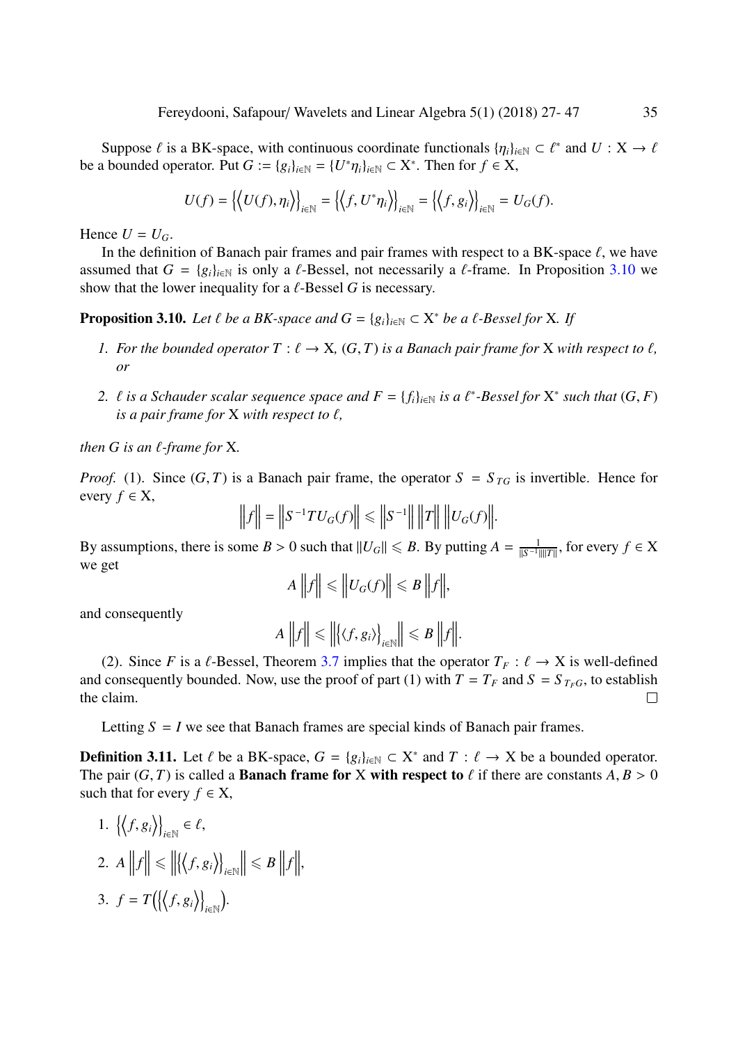Suppose $\ell$ is a BK-space, with continuous coordinate functionals $\{\eta_i\}_{i\in\mathbb{N}} \subset \ell^*$ and $U : \mathrm{X} \to \ell$ be a bounded operator. Put $G := \{g_i\}_{i\in\mathbb{N}} = \{U^*\eta_i\}_{i\in\mathbb{N}} \subset \mathrm{X}^*$. Then for $f \in \mathrm{X}$,

$$U(f) = \left\{\left\langle U(f), \eta_i\right\rangle\right\}_{i\in\mathbb{N}} = \left\{\left\langle f, U^*\eta_i\right\rangle\right\}_{i\in\mathbb{N}} = \left\{\left\langle f, g_i\right\rangle\right\}_{i\in\mathbb{N}} = U_G(f).$$

Hence $U = U_G$.

In the definition of Banach pair frames and pair frames with respect to a BK-space $\ell$, we have assumed that $G = \{g_i\}_{i\in\mathbb{N}}$ is only a $\ell$-Bessel, not necessarily a $\ell$-frame. In Proposition 3.10 we show that the lower inequality for a $\ell$-Bessel $G$ is necessary.

**Proposition 3.10.** *Let $\ell$ be a BK-space and $G = \{g_i\}_{i\in\mathbb{N}} \subset \mathrm{X}^*$ be a $\ell$-Bessel for* X*. If*

1. *For the bounded operator $T : \ell \to \mathrm{X}$, $(G, T)$ is a Banach pair frame for* X *with respect to $\ell$, or*
2. *$\ell$ is a Schauder scalar sequence space and $F = \{f_i\}_{i\in\mathbb{N}}$ is a $\ell^*$-Bessel for $\mathrm{X}^*$ such that $(G, F)$ is a pair frame for* X *with respect to $\ell$,*

*then $G$ is an $\ell$-frame for* X.

*Proof.* (1). Since $(G, T)$ is a Banach pair frame, the operator $S = S_{TG}$ is invertible. Hence for every $f \in \mathrm{X}$,

$$\left\|f\right\| = \left\|S^{-1}TU_G(f)\right\| \leqslant \left\|S^{-1}\right\| \left\|T\right\| \left\|U_G(f)\right\|.$$

By assumptions, there is some $B > 0$ such that $\|U_G\| \leqslant B$. By putting $A = \frac{1}{\|S^{-1}\|\|T\|}$, for every $f \in \mathrm{X}$ we get

$$A\left\|f\right\| \leqslant \left\|U_G(f)\right\| \leqslant B\left\|f\right\|,$$

and consequently

$$A\left\|f\right\| \leqslant \left\|\left\{\langle f, g_i\rangle\right\}_{i\in\mathbb{N}}\right\| \leqslant B\left\|f\right\|.$$

(2). Since $F$ is a $\ell$-Bessel, Theorem 3.7 implies that the operator $T_F : \ell \to \mathrm{X}$ is well-defined and consequently bounded. Now, use the proof of part (1) with $T = T_F$ and $S = S_{T_F G}$, to establish the claim. $\square$

Letting $S = I$ we see that Banach frames are special kinds of Banach pair frames.

**Definition 3.11.** Let $\ell$ be a BK-space, $G = \{g_i\}_{i\in\mathbb{N}} \subset \mathrm{X}^*$ and $T : \ell \to \mathrm{X}$ be a bounded operator. The pair $(G, T)$ is called a **Banach frame for** X **with respect to** $\ell$ if there are constants $A, B > 0$ such that for every $f \in \mathrm{X}$,

1. $\left\{\left\langle f, g_i\right\rangle\right\}_{i\in\mathbb{N}} \in \ell$,
2. $A\left\|f\right\| \leqslant \left\|\left\{\left\langle f, g_i\right\rangle\right\}_{i\in\mathbb{N}}\right\| \leqslant B\left\|f\right\|$,
3. $f = T\left(\left\{\left\langle f, g_i\right\rangle\right\}_{i\in\mathbb{N}}\right)$.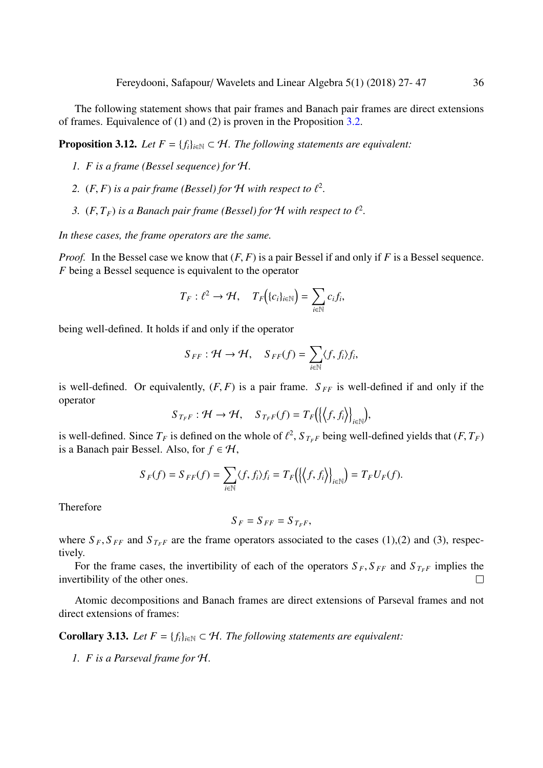The following statement shows that pair frames and Banach pair frames are direct extensions of frames. Equivalence of (1) and (2) is proven in the Proposition 3.2.

**Proposition 3.12.** *Let $F = \{f_i\}_{i\in\mathbb{N}} \subset \mathcal{H}$. The following statements are equivalent:*

1. *$F$ is a frame (Bessel sequence) for $\mathcal{H}$.*
2. *$(F, F)$ is a pair frame (Bessel) for $\mathcal{H}$ with respect to $\ell^2$.*
3. *$(F, T_F)$ is a Banach pair frame (Bessel) for $\mathcal{H}$ with respect to $\ell^2$.*

*In these cases, the frame operators are the same.*

*Proof.* In the Bessel case we know that $(F, F)$ is a pair Bessel if and only if $F$ is a Bessel sequence. $F$ being a Bessel sequence is equivalent to the operator

$$T_F : \ell^2 \to \mathcal{H}, \quad T_F\Big(\{c_i\}_{i\in\mathbb{N}}\Big) = \sum_{i\in\mathbb{N}} c_i f_i,$$

being well-defined. It holds if and only if the operator

$$S_{FF} : \mathcal{H} \to \mathcal{H}, \quad S_{FF}(f) = \sum_{i\in\mathbb{N}} \langle f, f_i\rangle f_i,$$

is well-defined. Or equivalently, $(F, F)$ is a pair frame. $S_{FF}$ is well-defined if and only if the operator

$$S_{T_F F} : \mathcal{H} \to \mathcal{H}, \quad S_{T_F F}(f) = T_F\Big(\Big\{\Big\langle f, f_i\Big\rangle\Big\}_{i\in\mathbb{N}}\Big),$$

is well-defined. Since $T_F$ is defined on the whole of $\ell^2$, $S_{T_F F}$ being well-defined yields that $(F, T_F)$ is a Banach pair Bessel. Also, for $f \in \mathcal{H}$,

$$S_F(f) = S_{FF}(f) = \sum_{i\in\mathbb{N}} \langle f, f_i\rangle f_i = T_F\Big(\Big\{\Big\langle f, f_i\Big\rangle\Big\}_{i\in\mathbb{N}}\Big) = T_F U_F(f).$$

Therefore

$$S_F = S_{FF} = S_{T_F F},$$

where $S_F, S_{FF}$ and $S_{T_F F}$ are the frame operators associated to the cases (1),(2) and (3), respectively.

For the frame cases, the invertibility of each of the operators $S_F, S_{FF}$ and $S_{T_F F}$ implies the invertibility of the other ones. □

Atomic decompositions and Banach frames are direct extensions of Parseval frames and not direct extensions of frames:

**Corollary 3.13.** *Let $F = \{f_i\}_{i\in\mathbb{N}} \subset \mathcal{H}$. The following statements are equivalent:*

1. *$F$ is a Parseval frame for $\mathcal{H}$.*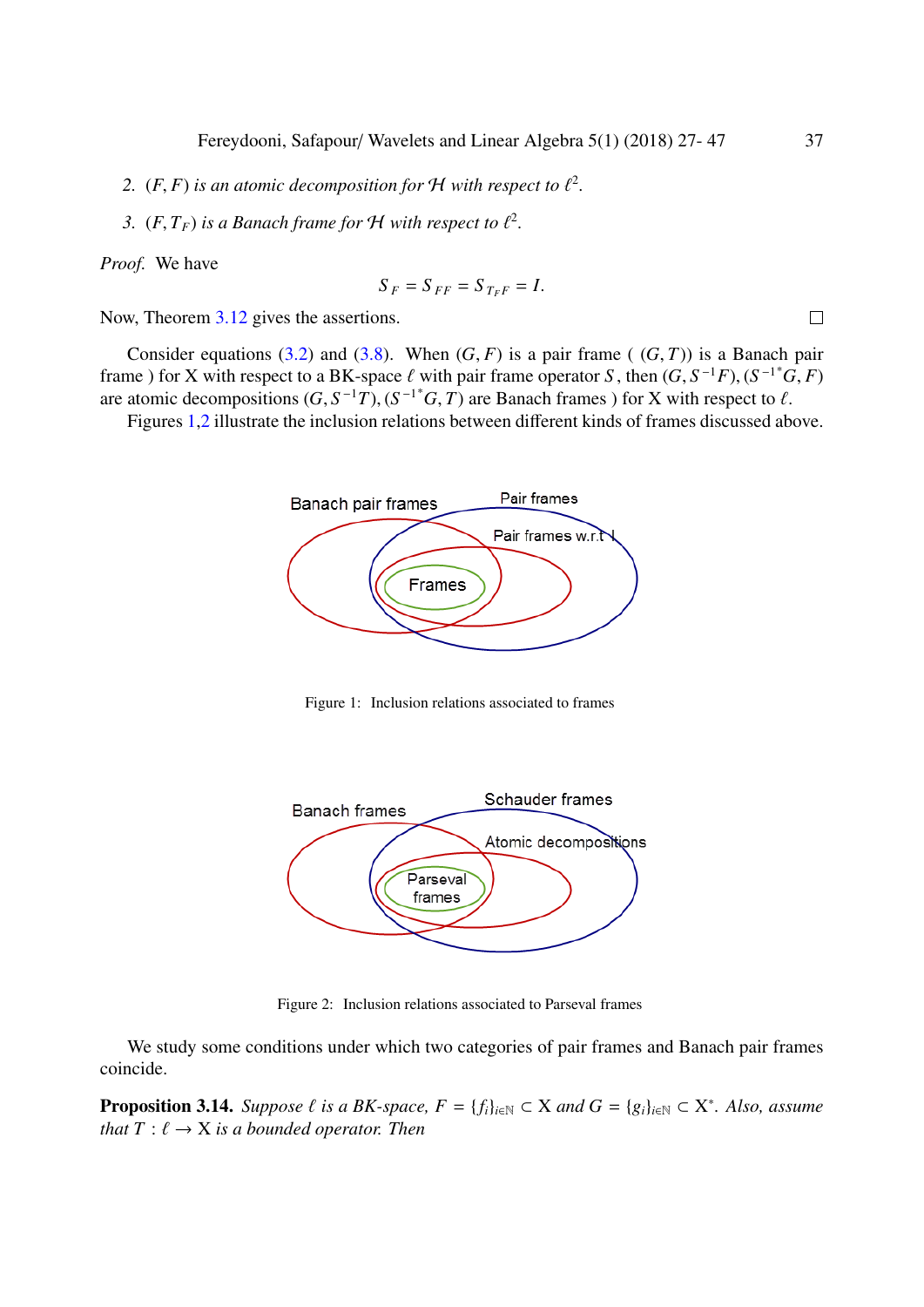2. $(F, F)$ *is an atomic decomposition for* $\mathcal{H}$ *with respect to* $\ell^2$.

3. $(F, T_F)$ *is a Banach frame for* $\mathcal{H}$ *with respect to* $\ell^2$.

*Proof.* We have

$$S_F = S_{FF} = S_{T_F F} = I.$$

Now, Theorem 3.12 gives the assertions. □

Consider equations (3.2) and (3.8). When $(G, F)$ is a pair frame ( $(G, T)$) is a Banach pair frame ) for X with respect to a BK-space $\ell$ with pair frame operator $S$, then $(G, S^{-1}F)$, $(S^{-1^*}G, F)$ are atomic decompositions $(G, S^{-1}T)$, $(S^{-1^*}G, T)$ are Banach frames ) for X with respect to $\ell$.

Figures 1,2 illustrate the inclusion relations between different kinds of frames discussed above.

Banach pair frames — Pair frames — Pair frames w.r.t I — Frames

Figure 1: Inclusion relations associated to frames

Banach frames — Schauder frames — Atomic decompositions — Parseval frames

Figure 2: Inclusion relations associated to Parseval frames

We study some conditions under which two categories of pair frames and Banach pair frames coincide.

**Proposition 3.14.** *Suppose* $\ell$ *is a BK-space,* $F = \{f_i\}_{i\in\mathbb{N}} \subset X$ *and* $G = \{g_i\}_{i\in\mathbb{N}} \subset X^*$. *Also, assume that* $T : \ell \to X$ *is a bounded operator. Then*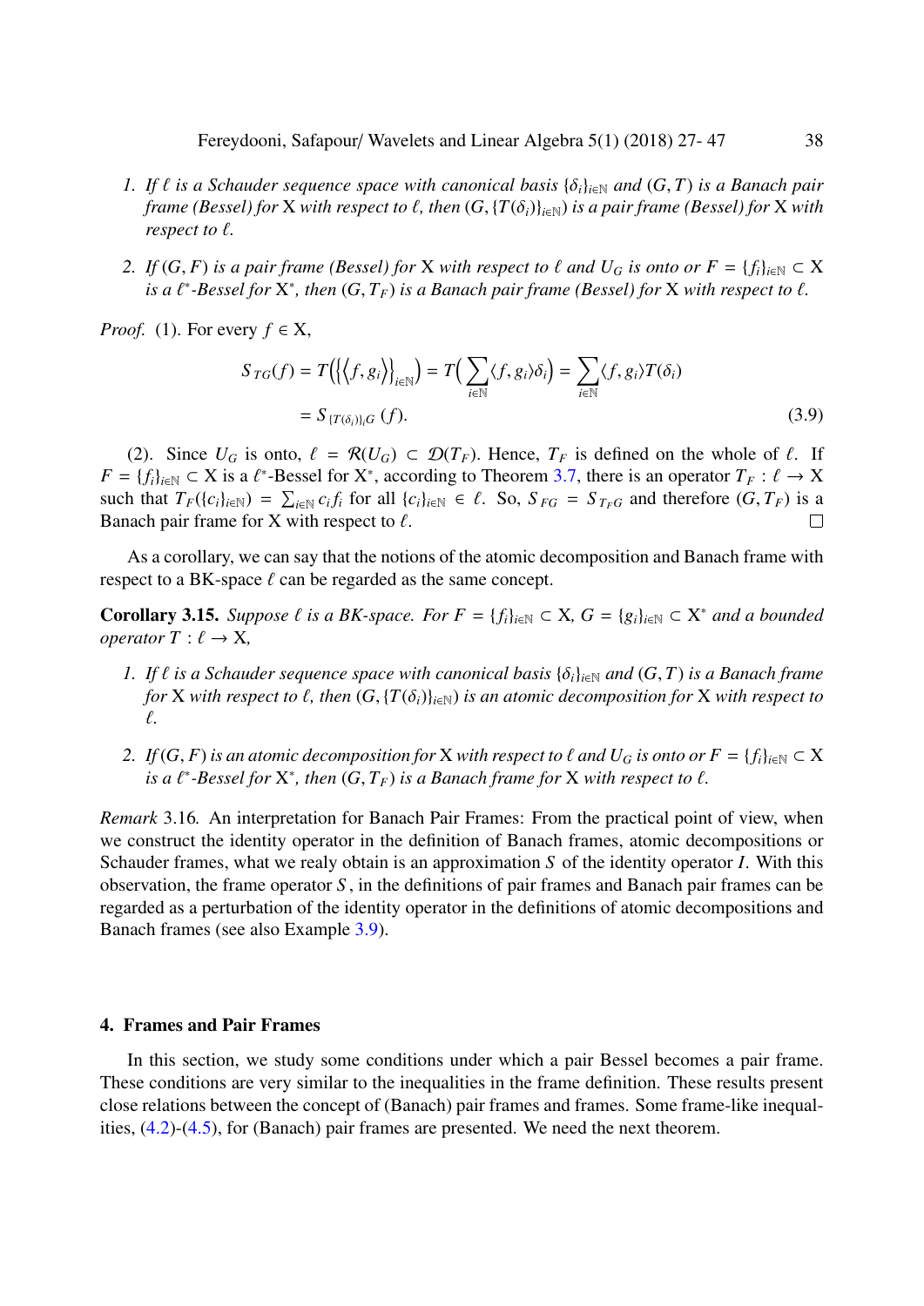1. *If $\ell$ is a Schauder sequence space with canonical basis $\{\delta_i\}_{i\in\mathbb{N}}$ and $(G, T)$ is a Banach pair frame (Bessel) for* X *with respect to $\ell$, then $(G, \{T(\delta_i)\}_{i\in\mathbb{N}})$ is a pair frame (Bessel) for* X *with respect to $\ell$.*

2. *If $(G, F)$ is a pair frame (Bessel) for* X *with respect to $\ell$ and $U_G$ is onto or $F = \{f_i\}_{i\in\mathbb{N}} \subset$ X is a $\ell^*$-Bessel for* X$^*$*, then $(G, T_F)$ is a Banach pair frame (Bessel) for* X *with respect to $\ell$.*

*Proof.* (1). For every $f \in$ X,

$$S_{TG}(f) = T\Big(\Big\{\Big\langle f, g_i\Big\rangle\Big\}_{i\in\mathbb{N}}\Big) = T\Big(\sum_{i\in\mathbb{N}} \langle f, g_i\rangle \delta_i\Big) = \sum_{i\in\mathbb{N}} \langle f, g_i\rangle T(\delta_i)$$
$$= S_{\{T(\delta_i)\}_i G}(f). \tag{3.9}$$

(2). Since $U_G$ is onto, $\ell = \mathcal{R}(U_G) \subset \mathcal{D}(T_F)$. Hence, $T_F$ is defined on the whole of $\ell$. If $F = \{f_i\}_{i\in\mathbb{N}} \subset$ X is a $\ell^*$-Bessel for X$^*$, according to Theorem 3.7, there is an operator $T_F : \ell \to$ X such that $T_F(\{c_i\}_{i\in\mathbb{N}}) = \sum_{i\in\mathbb{N}} c_i f_i$ for all $\{c_i\}_{i\in\mathbb{N}} \in \ell$. So, $S_{FG} = S_{T_F G}$ and therefore $(G, T_F)$ is a Banach pair frame for X with respect to $\ell$. □

As a corollary, we can say that the notions of the atomic decomposition and Banach frame with respect to a BK-space $\ell$ can be regarded as the same concept.

**Corollary 3.15.** *Suppose $\ell$ is a BK-space. For $F = \{f_i\}_{i\in\mathbb{N}} \subset$ X, $G = \{g_i\}_{i\in\mathbb{N}} \subset$ X$^*$ and a bounded operator $T : \ell \to$ X,*

1. *If $\ell$ is a Schauder sequence space with canonical basis $\{\delta_i\}_{i\in\mathbb{N}}$ and $(G, T)$ is a Banach frame for* X *with respect to $\ell$, then $(G, \{T(\delta_i)\}_{i\in\mathbb{N}})$ is an atomic decomposition for* X *with respect to $\ell$.*

2. *If $(G, F)$ is an atomic decomposition for* X *with respect to $\ell$ and $U_G$ is onto or $F = \{f_i\}_{i\in\mathbb{N}} \subset$ X is a $\ell^*$-Bessel for* X$^*$*, then $(G, T_F)$ is a Banach frame for* X *with respect to $\ell$.*

*Remark* 3.16. An interpretation for Banach Pair Frames: From the practical point of view, when we construct the identity operator in the definition of Banach frames, atomic decompositions or Schauder frames, what we realy obtain is an approximation $S$ of the identity operator $I$. With this observation, the frame operator $S$, in the definitions of pair frames and Banach pair frames can be regarded as a perturbation of the identity operator in the definitions of atomic decompositions and Banach frames (see also Example 3.9).

## 4. Frames and Pair Frames

In this section, we study some conditions under which a pair Bessel becomes a pair frame. These conditions are very similar to the inequalities in the frame definition. These results present close relations between the concept of (Banach) pair frames and frames. Some frame-like inequalities, (4.2)-(4.5), for (Banach) pair frames are presented. We need the next theorem.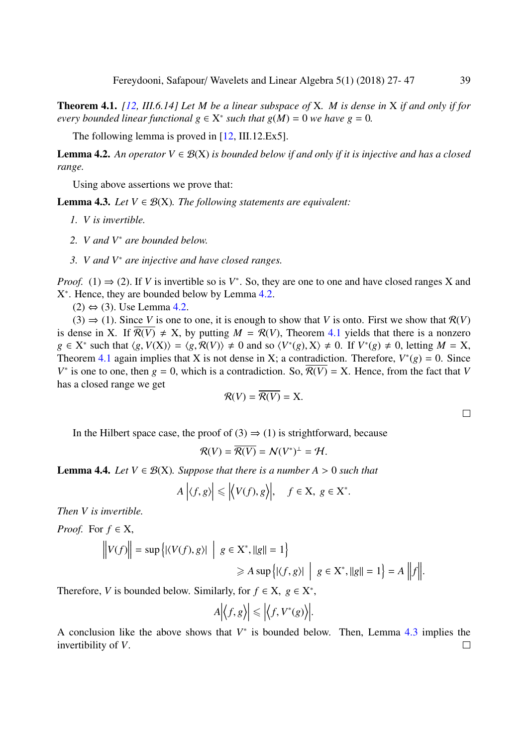**Theorem 4.1.** *[12, III.6.14] Let $M$ be a linear subspace of $\mathrm{X}$. $M$ is dense in $\mathrm{X}$ if and only if for every bounded linear functional $g \in \mathrm{X}^*$ such that $g(M) = 0$ we have $g = 0$.*

The following lemma is proved in [12, III.12.Ex5].

**Lemma 4.2.** *An operator $V \in \mathcal{B}(\mathrm{X})$ is bounded below if and only if it is injective and has a closed range.*

Using above assertions we prove that:

**Lemma 4.3.** *Let $V \in \mathcal{B}(\mathrm{X})$. The following statements are equivalent:*

1. *$V$ is invertible.*
2. *$V$ and $V^*$ are bounded below.*
3. *$V$ and $V^*$ are injective and have closed ranges.*

*Proof.* (1) $\Rightarrow$ (2). If $V$ is invertible so is $V^*$. So, they are one to one and have closed ranges $\mathrm{X}$ and $\mathrm{X}^*$. Hence, they are bounded below by Lemma 4.2.

(2) $\Leftrightarrow$ (3). Use Lemma 4.2.

(3) $\Rightarrow$ (1). Since $V$ is one to one, it is enough to show that $V$ is onto. First we show that $\mathcal{R}(V)$ is dense in $\mathrm{X}$. If $\overline{\mathcal{R}(V)} \neq \mathrm{X}$, by putting $M = \mathcal{R}(V)$, Theorem 4.1 yields that there is a nonzero $g \in \mathrm{X}^*$ such that $\langle g, V(\mathrm{X})\rangle = \langle g, \mathcal{R}(V)\rangle \neq 0$ and so $\langle V^*(g), \mathrm{X}\rangle \neq 0$. If $V^*(g) \neq 0$, letting $M = \mathrm{X}$, Theorem 4.1 again implies that $\mathrm{X}$ is not dense in $\mathrm{X}$; a contradiction. Therefore, $V^*(g) = 0$. Since $V^*$ is one to one, then $g = 0$, which is a contradiction. So, $\overline{\mathcal{R}(V)} = \mathrm{X}$. Hence, from the fact that $V$ has a closed range we get

$$\mathcal{R}(V) = \overline{\mathcal{R}(V)} = \mathrm{X}.$$

□

In the Hilbert space case, the proof of (3) $\Rightarrow$ (1) is strightforward, because

$$\mathcal{R}(V) = \overline{\mathcal{R}(V)} = \mathcal{N}(V^*)^{\perp} = \mathcal{H}.$$

**Lemma 4.4.** *Let $V \in \mathcal{B}(\mathrm{X})$. Suppose that there is a number $A > 0$ such that*

$$A\left|\langle f, g\rangle\right| \leqslant \left|\left\langle V(f), g\right\rangle\right|, \quad f \in \mathrm{X},\ g \in \mathrm{X}^*.$$

*Then $V$ is invertible.*

*Proof.* For $f \in \mathrm{X}$,

$$\begin{aligned}\left\|V(f)\right\| &= \sup\left\{|\langle V(f), g\rangle| \;\middle|\; g \in \mathrm{X}^*, \|g\| = 1\right\} \\ &\geqslant A \sup\left\{|\langle f, g\rangle| \;\middle|\; g \in \mathrm{X}^*, \|g\| = 1\right\} = A\left\|f\right\|.\end{aligned}$$

Therefore, $V$ is bounded below. Similarly, for $f \in \mathrm{X},\ g \in \mathrm{X}^*$,

$$A\left|\left\langle f, g\right\rangle\right| \leqslant \left|\left\langle f, V^*(g)\right\rangle\right|.$$

A conclusion like the above shows that $V^*$ is bounded below. Then, Lemma 4.3 implies the invertibility of $V$. □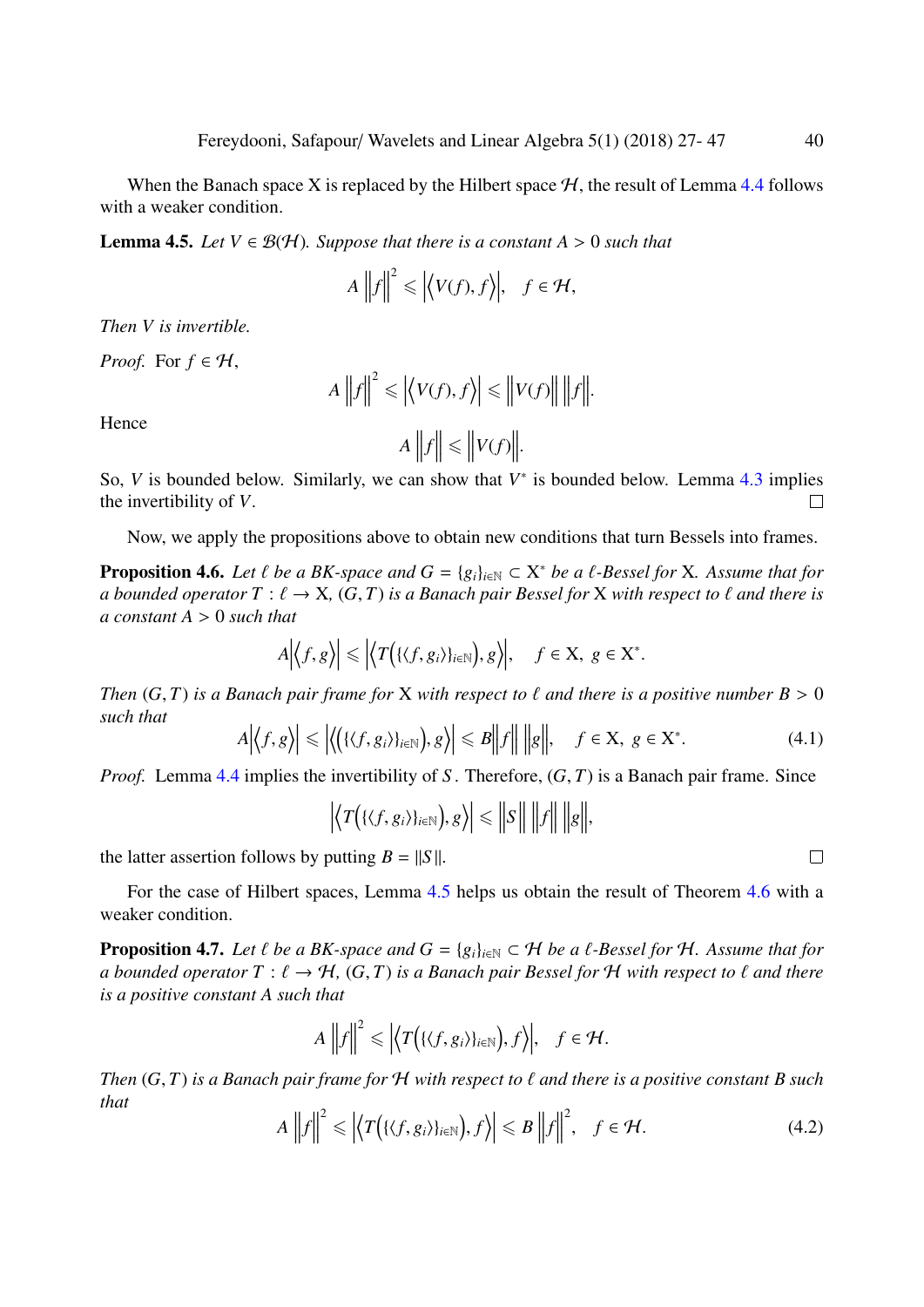When the Banach space X is replaced by the Hilbert space $\mathcal{H}$, the result of Lemma 4.4 follows with a weaker condition.

**Lemma 4.5.** *Let $V \in \mathcal{B}(\mathcal{H})$. Suppose that there is a constant $A > 0$ such that*

$$A \left\|f\right\|^2 \leqslant \left|\left\langle V(f), f\right\rangle\right|, \quad f \in \mathcal{H},$$

*Then $V$ is invertible.*

*Proof.* For $f \in \mathcal{H}$,

$$A \left\|f\right\|^2 \leqslant \left|\left\langle V(f), f\right\rangle\right| \leqslant \left\|V(f)\right\| \left\|f\right\|.$$

Hence

$$A \left\|f\right\| \leqslant \left\|V(f)\right\|.$$

So, $V$ is bounded below. Similarly, we can show that $V^*$ is bounded below. Lemma 4.3 implies the invertibility of $V$. □

Now, we apply the propositions above to obtain new conditions that turn Bessels into frames.

**Proposition 4.6.** *Let $\ell$ be a BK-space and $G = \{g_i\}_{i\in\mathbb{N}} \subset \mathrm{X}^*$ be a $\ell$-Bessel for X. Assume that for a bounded operator $T : \ell \to \mathrm{X}$, $(G, T)$ is a Banach pair Bessel for X with respect to $\ell$ and there is a constant $A > 0$ such that*

$$A\left|\left\langle f, g\right\rangle\right| \leqslant \left|\left\langle T\left(\{\langle f, g_i\rangle\}_{i\in\mathbb{N}}\right), g\right\rangle\right|, \quad f \in \mathrm{X},\ g \in \mathrm{X}^*.$$

*Then $(G, T)$ is a Banach pair frame for X with respect to $\ell$ and there is a positive number $B > 0$ such that*

$$A\left|\left\langle f, g\right\rangle\right| \leqslant \left|\left\langle\left(\{\langle f, g_i\rangle\}_{i\in\mathbb{N}}\right), g\right\rangle\right| \leqslant B\left\|f\right\| \left\|g\right\|, \quad f \in \mathrm{X},\ g \in \mathrm{X}^*. \tag{4.1}$$

*Proof.* Lemma 4.4 implies the invertibility of $S$. Therefore, $(G, T)$ is a Banach pair frame. Since

$$\left|\left\langle T\left(\{\langle f, g_i\rangle\}_{i\in\mathbb{N}}\right), g\right\rangle\right| \leqslant \left\|S\right\| \left\|f\right\| \left\|g\right\|,$$

the latter assertion follows by putting $B = \|S\|$. □

For the case of Hilbert spaces, Lemma 4.5 helps us obtain the result of Theorem 4.6 with a weaker condition.

**Proposition 4.7.** *Let $\ell$ be a BK-space and $G = \{g_i\}_{i\in\mathbb{N}} \subset \mathcal{H}$ be a $\ell$-Bessel for $\mathcal{H}$. Assume that for a bounded operator $T : \ell \to \mathcal{H}$, $(G, T)$ is a Banach pair Bessel for $\mathcal{H}$ with respect to $\ell$ and there is a positive constant $A$ such that*

$$A \left\|f\right\|^2 \leqslant \left|\left\langle T\left(\{\langle f, g_i\rangle\}_{i\in\mathbb{N}}\right), f\right\rangle\right|, \quad f \in \mathcal{H}.$$

*Then $(G, T)$ is a Banach pair frame for $\mathcal{H}$ with respect to $\ell$ and there is a positive constant $B$ such that*

$$A \left\|f\right\|^2 \leqslant \left|\left\langle T\left(\{\langle f, g_i\rangle\}_{i\in\mathbb{N}}\right), f\right\rangle\right| \leqslant B \left\|f\right\|^2, \quad f \in \mathcal{H}. \tag{4.2}$$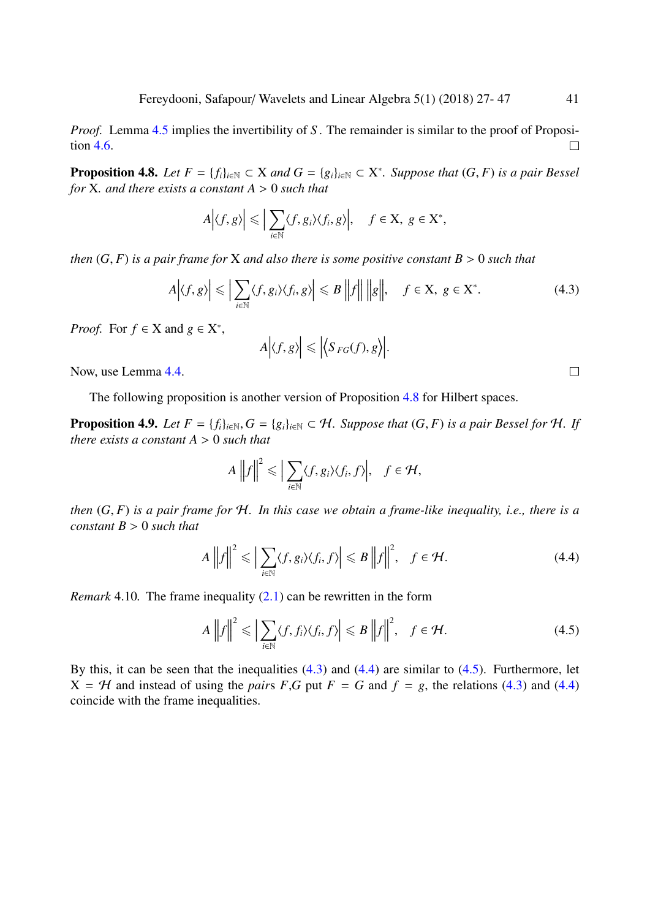*Proof.* Lemma 4.5 implies the invertibility of $S$. The remainder is similar to the proof of Proposition 4.6. □

**Proposition 4.8.** *Let $F = \{f_i\}_{i\in\mathbb{N}} \subset \mathrm{X}$ and $G = \{g_i\}_{i\in\mathbb{N}} \subset \mathrm{X}^*$. Suppose that $(G, F)$ is a pair Bessel for* X. *and there exists a constant $A > 0$ such that*

$$A\left|\langle f, g\rangle\right| \leqslant \left|\sum_{i\in\mathbb{N}} \langle f, g_i\rangle\langle f_i, g\rangle\right|, \quad f \in \mathrm{X},\ g \in \mathrm{X}^*,$$

*then $(G, F)$ is a pair frame for* X *and also there is some positive constant $B > 0$ such that*

$$A\left|\langle f, g\rangle\right| \leqslant \left|\sum_{i\in\mathbb{N}} \langle f, g_i\rangle\langle f_i, g\rangle\right| \leqslant B\left\|f\right\|\left\|g\right\|, \quad f \in \mathrm{X},\ g \in \mathrm{X}^*. \tag{4.3}$$

*Proof.* For $f \in \mathrm{X}$ and $g \in \mathrm{X}^*$,

$$A\left|\langle f, g\rangle\right| \leqslant \left|\left\langle S_{FG}(f), g\right\rangle\right|.$$

Now, use Lemma 4.4. □

The following proposition is another version of Proposition 4.8 for Hilbert spaces.

**Proposition 4.9.** *Let $F = \{f_i\}_{i\in\mathbb{N}}, G = \{g_i\}_{i\in\mathbb{N}} \subset \mathcal{H}$. Suppose that $(G, F)$ is a pair Bessel for $\mathcal{H}$. If there exists a constant $A > 0$ such that*

$$A\left\|f\right\|^2 \leqslant \left|\sum_{i\in\mathbb{N}} \langle f, g_i\rangle\langle f_i, f\rangle\right|, \quad f \in \mathcal{H},$$

*then $(G, F)$ is a pair frame for $\mathcal{H}$. In this case we obtain a frame-like inequality, i.e., there is a constant $B > 0$ such that*

$$A\left\|f\right\|^2 \leqslant \left|\sum_{i\in\mathbb{N}} \langle f, g_i\rangle\langle f_i, f\rangle\right| \leqslant B\left\|f\right\|^2, \quad f \in \mathcal{H}. \tag{4.4}$$

*Remark* 4.10. The frame inequality (2.1) can be rewritten in the form

$$A\left\|f\right\|^2 \leqslant \left|\sum_{i\in\mathbb{N}} \langle f, f_i\rangle\langle f_i, f\rangle\right| \leqslant B\left\|f\right\|^2, \quad f \in \mathcal{H}. \tag{4.5}$$

By this, it can be seen that the inequalities (4.3) and (4.4) are similar to (4.5). Furthermore, let $\mathrm{X} = \mathcal{H}$ and instead of using the *pairs* $F$,$G$ put $F = G$ and $f = g$, the relations (4.3) and (4.4) coincide with the frame inequalities.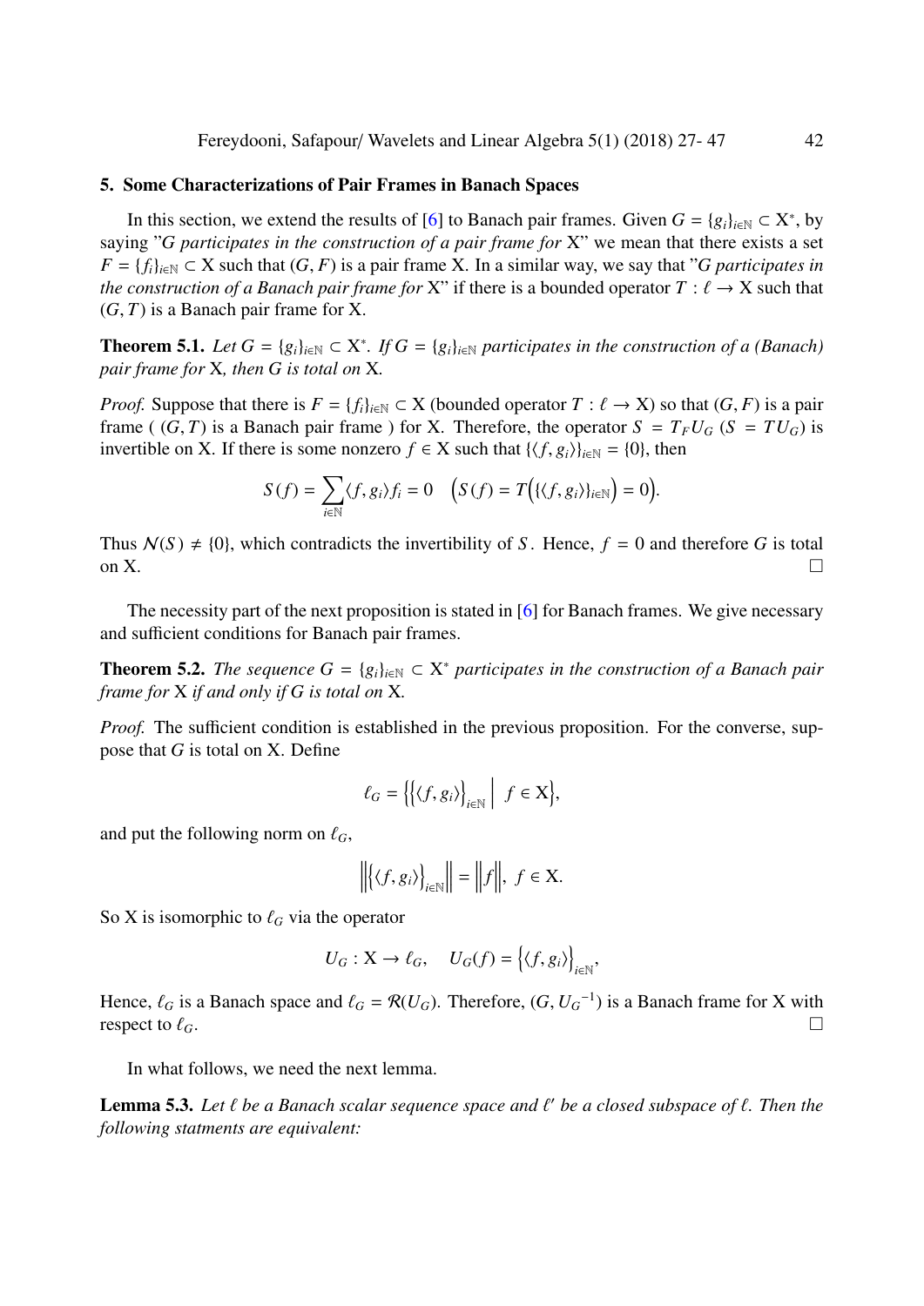## 5. Some Characterizations of Pair Frames in Banach Spaces

In this section, we extend the results of [6] to Banach pair frames. Given $G = \{g_i\}_{i\in\mathbb{N}} \subset \mathrm{X}^*$, by saying "*G participates in the construction of a pair frame for* X" we mean that there exists a set $F = \{f_i\}_{i\in\mathbb{N}} \subset \mathrm{X}$ such that $(G, F)$ is a pair frame X. In a similar way, we say that "*G participates in the construction of a Banach pair frame for* X" if there is a bounded operator $T : \ell \to \mathrm{X}$ such that $(G, T)$ is a Banach pair frame for X.

**Theorem 5.1.** *Let $G = \{g_i\}_{i\in\mathbb{N}} \subset \mathrm{X}^*$. If $G = \{g_i\}_{i\in\mathbb{N}}$ participates in the construction of a (Banach) pair frame for* X*, then G is total on* X*.*

*Proof.* Suppose that there is $F = \{f_i\}_{i\in\mathbb{N}} \subset \mathrm{X}$ (bounded operator $T : \ell \to \mathrm{X}$) so that $(G, F)$ is a pair frame ( $(G, T)$ is a Banach pair frame ) for X. Therefore, the operator $S = T_F U_G$ ($S = TU_G$) is invertible on X. If there is some nonzero $f \in \mathrm{X}$ such that $\{\langle f, g_i\rangle\}_{i\in\mathbb{N}} = \{0\}$, then

$$S(f) = \sum_{i\in\mathbb{N}} \langle f, g_i\rangle f_i = 0 \quad \Big(S(f) = T\Big(\{\langle f, g_i\rangle\}_{i\in\mathbb{N}}\Big) = 0\Big).$$

Thus $\mathcal{N}(S) \neq \{0\}$, which contradicts the invertibility of $S$. Hence, $f = 0$ and therefore $G$ is total on X. □

The necessity part of the next proposition is stated in [6] for Banach frames. We give necessary and sufficient conditions for Banach pair frames.

**Theorem 5.2.** *The sequence $G = \{g_i\}_{i\in\mathbb{N}} \subset \mathrm{X}^*$ participates in the construction of a Banach pair frame for* X *if and only if G is total on* X*.*

*Proof.* The sufficient condition is established in the previous proposition. For the converse, suppose that $G$ is total on X. Define

$$\ell_G = \Big\{\big\{\langle f, g_i\rangle\big\}_{i\in\mathbb{N}} \;\Big|\; f \in \mathrm{X}\Big\},$$

and put the following norm on $\ell_G$,

$$\Big\|\big\{\langle f, g_i\rangle\big\}_{i\in\mathbb{N}}\Big\| = \Big\|f\Big\|, \; f \in \mathrm{X}.$$

So X is isomorphic to $\ell_G$ via the operator

$$U_G : \mathrm{X} \to \ell_G, \quad U_G(f) = \big\{\langle f, g_i\rangle\big\}_{i\in\mathbb{N}},$$

Hence, $\ell_G$ is a Banach space and $\ell_G = \mathcal{R}(U_G)$. Therefore, $(G, {U_G}^{-1})$ is a Banach frame for X with respect to $\ell_G$. □

In what follows, we need the next lemma.

**Lemma 5.3.** *Let $\ell$ be a Banach scalar sequence space and $\ell'$ be a closed subspace of $\ell$. Then the following statments are equivalent:*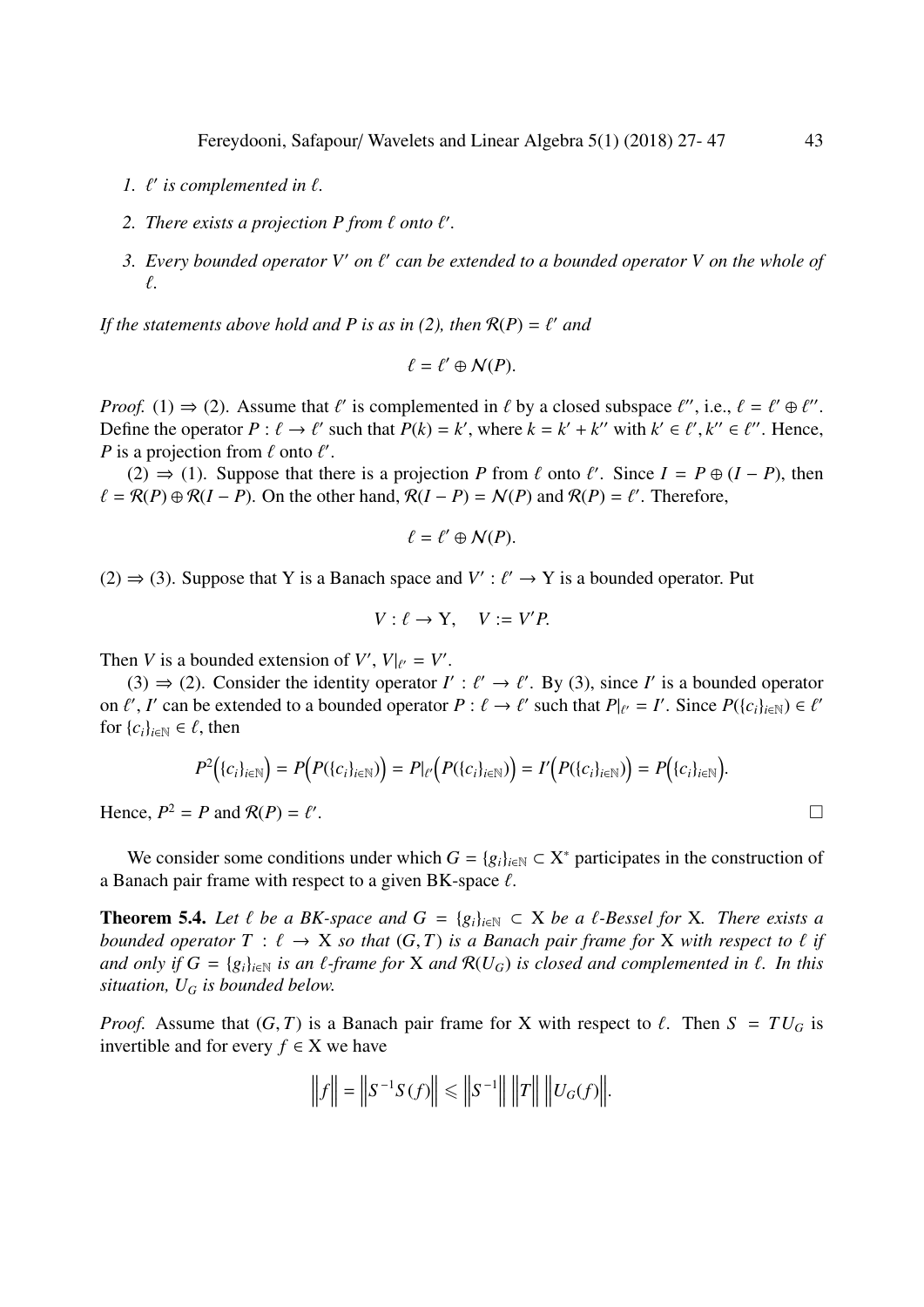1. *$\ell'$ is complemented in $\ell$.*

2. *There exists a projection $P$ from $\ell$ onto $\ell'$.*

3. *Every bounded operator $V'$ on $\ell'$ can be extended to a bounded operator $V$ on the whole of $\ell$.*

*If the statements above hold and $P$ is as in (2), then $\mathcal{R}(P) = \ell'$ and*

$$\ell = \ell' \oplus \mathcal{N}(P).$$

*Proof.* (1) $\Rightarrow$ (2). Assume that $\ell'$ is complemented in $\ell$ by a closed subspace $\ell''$, i.e., $\ell = \ell' \oplus \ell''$. Define the operator $P : \ell \to \ell'$ such that $P(k) = k'$, where $k = k' + k''$ with $k' \in \ell', k'' \in \ell''$. Hence, $P$ is a projection from $\ell$ onto $\ell'$.

(2) $\Rightarrow$ (1). Suppose that there is a projection $P$ from $\ell$ onto $\ell'$. Since $I = P \oplus (I - P)$, then $\ell = \mathcal{R}(P) \oplus \mathcal{R}(I - P)$. On the other hand, $\mathcal{R}(I - P) = \mathcal{N}(P)$ and $\mathcal{R}(P) = \ell'$. Therefore,

$$\ell = \ell' \oplus \mathcal{N}(P).$$

(2) $\Rightarrow$ (3). Suppose that Y is a Banach space and $V' : \ell' \to \mathrm{Y}$ is a bounded operator. Put

$$V : \ell \to \mathrm{Y}, \quad V := V'P.$$

Then $V$ is a bounded extension of $V'$, $V|_{\ell'} = V'$.

(3) $\Rightarrow$ (2). Consider the identity operator $I' : \ell' \to \ell'$. By (3), since $I'$ is a bounded operator on $\ell'$, $I'$ can be extended to a bounded operator $P : \ell \to \ell'$ such that $P|_{\ell'} = I'$. Since $P(\{c_i\}_{i\in\mathbb{N}}) \in \ell'$ for $\{c_i\}_{i\in\mathbb{N}} \in \ell$, then

$$P^2\Big(\{c_i\}_{i\in\mathbb{N}}\Big) = P\Big(P(\{c_i\}_{i\in\mathbb{N}})\Big) = P|_{\ell'}\Big(P(\{c_i\}_{i\in\mathbb{N}})\Big) = I'\Big(P(\{c_i\}_{i\in\mathbb{N}})\Big) = P\Big(\{c_i\}_{i\in\mathbb{N}}\Big).$$

Hence, $P^2 = P$ and $\mathcal{R}(P) = \ell'$. $\square$

We consider some conditions under which $G = \{g_i\}_{i\in\mathbb{N}} \subset \mathrm{X}^*$ participates in the construction of a Banach pair frame with respect to a given BK-space $\ell$.

**Theorem 5.4.** *Let $\ell$ be a BK-space and $G = \{g_i\}_{i\in\mathbb{N}} \subset \mathrm{X}$ be a $\ell$-Bessel for* X*. There exists a bounded operator $T : \ell \to \mathrm{X}$ so that $(G, T)$ is a Banach pair frame for* X *with respect to $\ell$ if and only if $G = \{g_i\}_{i\in\mathbb{N}}$ is an $\ell$-frame for* X *and $\mathcal{R}(U_G)$ is closed and complemented in $\ell$. In this situation, $U_G$ is bounded below.*

*Proof.* Assume that $(G, T)$ is a Banach pair frame for X with respect to $\ell$. Then $S = TU_G$ is invertible and for every $f \in \mathrm{X}$ we have

$$\Big\|f\Big\| = \Big\|S^{-1}S(f)\Big\| \leqslant \Big\|S^{-1}\Big\| \, \Big\|T\Big\| \, \Big\|U_G(f)\Big\|.$$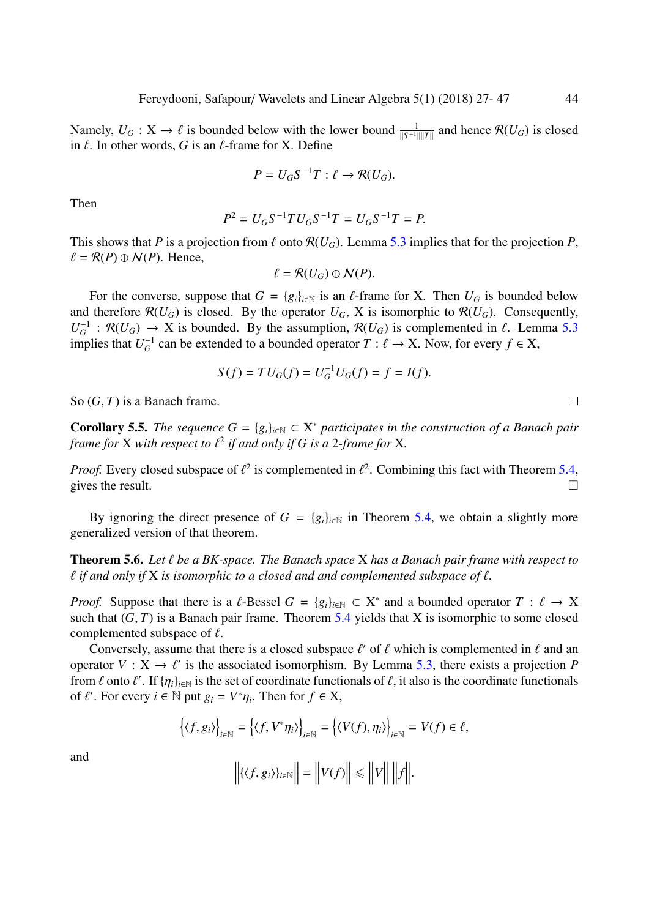Namely, $U_G : \mathrm{X} \to \ell$ is bounded below with the lower bound $\frac{1}{\|S^{-1}\|\|T\|}$ and hence $\mathcal{R}(U_G)$ is closed in $\ell$. In other words, $G$ is an $\ell$-frame for X. Define

$$P = U_G S^{-1} T : \ell \to \mathcal{R}(U_G).$$

Then

$$P^2 = U_G S^{-1} T U_G S^{-1} T = U_G S^{-1} T = P.$$

This shows that $P$ is a projection from $\ell$ onto $\mathcal{R}(U_G)$. Lemma 5.3 implies that for the projection $P$, $\ell = \mathcal{R}(P) \oplus \mathcal{N}(P)$. Hence,

$$\ell = \mathcal{R}(U_G) \oplus \mathcal{N}(P).$$

For the converse, suppose that $G = \{g_i\}_{i\in\mathbb{N}}$ is an $\ell$-frame for X. Then $U_G$ is bounded below and therefore $\mathcal{R}(U_G)$ is closed. By the operator $U_G$, X is isomorphic to $\mathcal{R}(U_G)$. Consequently, $U_G^{-1} : \mathcal{R}(U_G) \to \mathrm{X}$ is bounded. By the assumption, $\mathcal{R}(U_G)$ is complemented in $\ell$. Lemma 5.3 implies that $U_G^{-1}$ can be extended to a bounded operator $T : \ell \to \mathrm{X}$. Now, for every $f \in \mathrm{X}$,

$$S(f) = TU_G(f) = U_G^{-1} U_G(f) = f = I(f).$$

So $(G, T)$ is a Banach frame. $\square$

**Corollary 5.5.** *The sequence $G = \{g_i\}_{i\in\mathbb{N}} \subset \mathrm{X}^*$ participates in the construction of a Banach pair frame for* X *with respect to $\ell^2$ if and only if G is a 2-frame for* X.

*Proof.* Every closed subspace of $\ell^2$ is complemented in $\ell^2$. Combining this fact with Theorem 5.4, gives the result. $\square$

By ignoring the direct presence of $G = \{g_i\}_{i\in\mathbb{N}}$ in Theorem 5.4, we obtain a slightly more generalized version of that theorem.

**Theorem 5.6.** *Let $\ell$ be a BK-space. The Banach space* X *has a Banach pair frame with respect to $\ell$ if and only if* X *is isomorphic to a closed and and complemented subspace of $\ell$.*

*Proof.* Suppose that there is a $\ell$-Bessel $G = \{g_i\}_{i\in\mathbb{N}} \subset \mathrm{X}^*$ and a bounded operator $T : \ell \to \mathrm{X}$ such that $(G, T)$ is a Banach pair frame. Theorem 5.4 yields that X is isomorphic to some closed complemented subspace of $\ell$.

Conversely, assume that there is a closed subspace $\ell'$ of $\ell$ which is complemented in $\ell$ and an operator $V : \mathrm{X} \to \ell'$ is the associated isomorphism. By Lemma 5.3, there exists a projection $P$ from $\ell$ onto $\ell'$. If $\{\eta_i\}_{i\in\mathbb{N}}$ is the set of coordinate functionals of $\ell$, it also is the coordinate functionals of $\ell'$. For every $i \in \mathbb{N}$ put $g_i = V^*\eta_i$. Then for $f \in \mathrm{X}$,

$$\left\{\langle f, g_i\rangle\right\}_{i\in\mathbb{N}} = \left\{\langle f, V^*\eta_i\rangle\right\}_{i\in\mathbb{N}} = \left\{\langle V(f), \eta_i\rangle\right\}_{i\in\mathbb{N}} = V(f) \in \ell,$$

and

$$\left\|\{\langle f, g_i\rangle\}_{i\in\mathbb{N}}\right\| = \left\|V(f)\right\| \leqslant \left\|V\right\| \left\|f\right\|.$$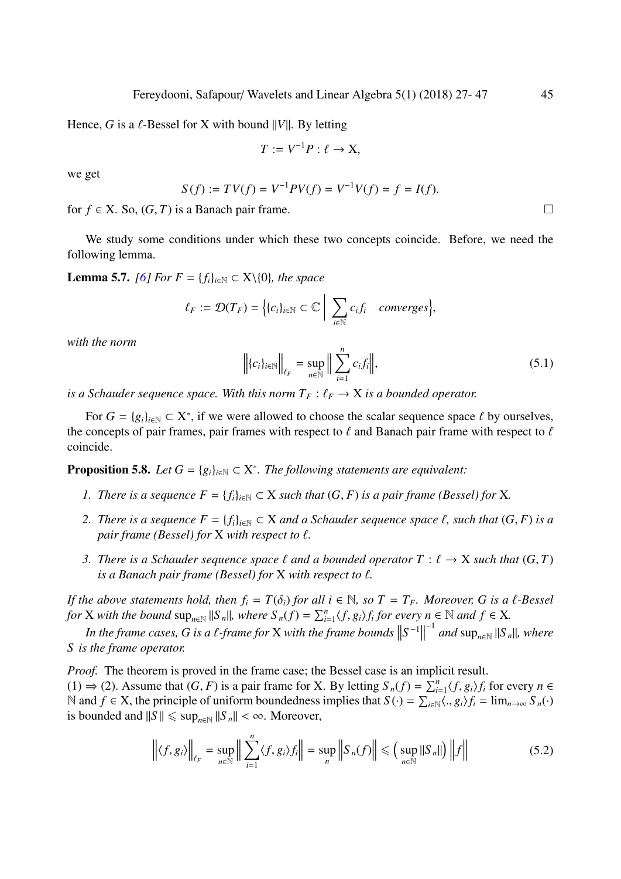Hence, $G$ is a $\ell$-Bessel for X with bound $\|V\|$. By letting

$$T := V^{-1}P : \ell \to \mathrm{X},$$

we get

$$S(f) := TV(f) = V^{-1}PV(f) = V^{-1}V(f) = f = I(f).$$

for $f \in \mathrm{X}$. So, $(G, T)$ is a Banach pair frame. □

We study some conditions under which these two concepts coincide. Before, we need the following lemma.

**Lemma 5.7.** *[6] For $F = \{f_i\}_{i\in\mathbb{N}} \subset \mathrm{X}\backslash\{0\}$, the space*

$$\ell_F := \mathcal{D}(T_F) = \Big\{\{c_i\}_{i\in\mathbb{N}} \subset \mathbb{C} \;\Big|\; \sum_{i\in\mathbb{N}} c_i f_i \quad converges\Big\},$$

*with the norm*

$$\Big\|\{c_i\}_{i\in\mathbb{N}}\Big\|_{\ell_F} = \sup_{n\in\mathbb{N}} \Big\| \sum_{i=1}^{n} c_i f_i \Big\|, \tag{5.1}$$

*is a Schauder sequence space. With this norm $T_F : \ell_F \to \mathrm{X}$ is a bounded operator.*

For $G = \{g_i\}_{i\in\mathbb{N}} \subset \mathrm{X}^*$, if we were allowed to choose the scalar sequence space $\ell$ by ourselves, the concepts of pair frames, pair frames with respect to $\ell$ and Banach pair frame with respect to $\ell$ coincide.

**Proposition 5.8.** *Let $G = \{g_i\}_{i\in\mathbb{N}} \subset \mathrm{X}^*$. The following statements are equivalent:*

1. *There is a sequence $F = \{f_i\}_{i\in\mathbb{N}} \subset \mathrm{X}$ such that $(G, F)$ is a pair frame (Bessel) for X.*
2. *There is a sequence $F = \{f_i\}_{i\in\mathbb{N}} \subset \mathrm{X}$ and a Schauder sequence space $\ell$, such that $(G, F)$ is a pair frame (Bessel) for X with respect to $\ell$.*
3. *There is a Schauder sequence space $\ell$ and a bounded operator $T : \ell \to \mathrm{X}$ such that $(G, T)$ is a Banach pair frame (Bessel) for X with respect to $\ell$.*

*If the above statements hold, then $f_i = T(\delta_i)$ for all $i \in \mathbb{N}$, so $T = T_F$. Moreover, $G$ is a $\ell$-Bessel for X with the bound $\sup_{n\in\mathbb{N}} \|S_n\|$, where $S_n(f) = \sum_{i=1}^{n}\langle f, g_i\rangle f_i$ for every $n \in \mathbb{N}$ and $f \in \mathrm{X}$.*

*In the frame cases, $G$ is a $\ell$-frame for X with the frame bounds $\|S^{-1}\|^{-1}$ and $\sup_{n\in\mathbb{N}} \|S_n\|$, where $S$ is the frame operator.*

*Proof.* The theorem is proved in the frame case; the Bessel case is an implicit result.
(1) ⇒ (2). Assume that $(G, F)$ is a pair frame for X. By letting $S_n(f) = \sum_{i=1}^{n}\langle f, g_i\rangle f_i$ for every $n \in \mathbb{N}$ and $f \in \mathrm{X}$, the principle of uniform boundedness implies that $S(\cdot) = \sum_{i\in\mathbb{N}}\langle \cdot, g_i\rangle f_i = \lim_{n\to\infty} S_n(\cdot)$ is bounded and $\|S\| \leqslant \sup_{n\in\mathbb{N}} \|S_n\| < \infty$. Moreover,

$$\Big\|\langle f, g_i\rangle\Big\|_{\ell_F} = \sup_{n\in\mathbb{N}} \Big\| \sum_{i=1}^{n} \langle f, g_i\rangle f_i \Big\| = \sup_{n} \Big\|S_n(f)\Big\| \leqslant \Big(\sup_{n\in\mathbb{N}} \|S_n\|\Big) \Big\|f\Big\| \tag{5.2}$$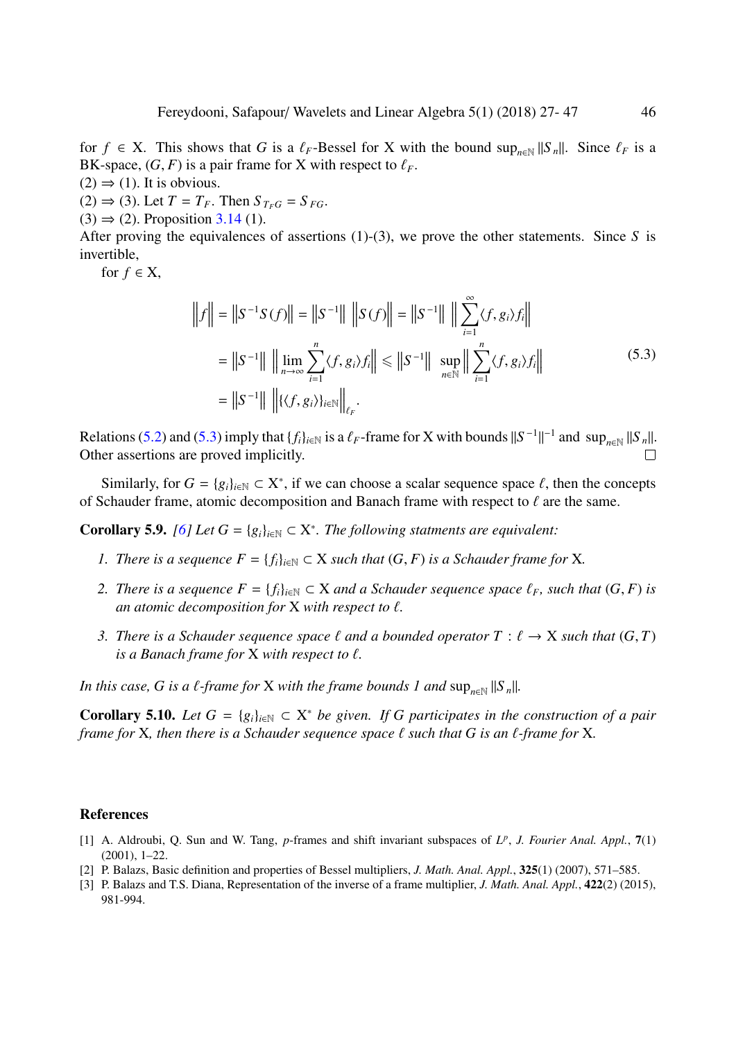for $f \in \mathrm{X}$. This shows that $G$ is a $\ell_F$-Bessel for X with the bound $\sup_{n\in\mathbb{N}} \|S_n\|$. Since $\ell_F$ is a BK-space, $(G, F)$ is a pair frame for X with respect to $\ell_F$.

$(2) \Rightarrow (1)$. It is obvious.

$(2) \Rightarrow (3)$. Let $T = T_F$. Then $S_{T_F G} = S_{FG}$.

$(3) \Rightarrow (2)$. Proposition 3.14 (1).

After proving the equivalences of assertions (1)-(3), we prove the other statements. Since $S$ is invertible,

for $f \in \mathrm{X}$,

$$
\begin{aligned}
\left\|f\right\| &= \left\|S^{-1}S(f)\right\| = \left\|S^{-1}\right\| \left\|S(f)\right\| = \left\|S^{-1}\right\| \left\|\sum_{i=1}^{\infty}\langle f, g_i\rangle f_i\right\| \\
&= \left\|S^{-1}\right\| \left\|\lim_{n\to\infty}\sum_{i=1}^{n}\langle f, g_i\rangle f_i\right\| \leqslant \left\|S^{-1}\right\| \sup_{n\in\mathbb{N}}\left\|\sum_{i=1}^{n}\langle f, g_i\rangle f_i\right\| \\
&= \left\|S^{-1}\right\| \left\|\{\langle f, g_i\rangle\}_{i\in\mathbb{N}}\right\|_{\ell_F}.
\end{aligned} \tag{5.3}
$$

Relations (5.2) and (5.3) imply that $\{f_i\}_{i\in\mathbb{N}}$ is a $\ell_F$-frame for X with bounds $\|S^{-1}\|^{-1}$ and $\sup_{n\in\mathbb{N}} \|S_n\|$. Other assertions are proved implicitly. $\square$

Similarly, for $G = \{g_i\}_{i\in\mathbb{N}} \subset \mathrm{X}^*$, if we can choose a scalar sequence space $\ell$, then the concepts of Schauder frame, atomic decomposition and Banach frame with respect to $\ell$ are the same.

**Corollary 5.9.** *[6] Let $G = \{g_i\}_{i\in\mathbb{N}} \subset \mathrm{X}^*$. The following statments are equivalent:*

1. *There is a sequence $F = \{f_i\}_{i\in\mathbb{N}} \subset \mathrm{X}$ such that $(G, F)$ is a Schauder frame for X.*
2. *There is a sequence $F = \{f_i\}_{i\in\mathbb{N}} \subset \mathrm{X}$ and a Schauder sequence space $\ell_F$, such that $(G, F)$ is an atomic decomposition for X with respect to $\ell$.*
3. *There is a Schauder sequence space $\ell$ and a bounded operator $T : \ell \to \mathrm{X}$ such that $(G, T)$ is a Banach frame for X with respect to $\ell$.*

*In this case, $G$ is a $\ell$-frame for X with the frame bounds 1 and $\sup_{n\in\mathbb{N}} \|S_n\|$.*

**Corollary 5.10.** *Let $G = \{g_i\}_{i\in\mathbb{N}} \subset \mathrm{X}^*$ be given. If $G$ participates in the construction of a pair frame for X, then there is a Schauder sequence space $\ell$ such that $G$ is an $\ell$-frame for X.*

## References

[1] A. Aldroubi, Q. Sun and W. Tang, $p$-frames and shift invariant subspaces of $L^p$, *J. Fourier Anal. Appl.*, **7**(1) (2001), 1–22.

[2] P. Balazs, Basic definition and properties of Bessel multipliers, *J. Math. Anal. Appl.*, **325**(1) (2007), 571–585.

[3] P. Balazs and T.S. Diana, Representation of the inverse of a frame multiplier, *J. Math. Anal. Appl.*, **422**(2) (2015), 981-994.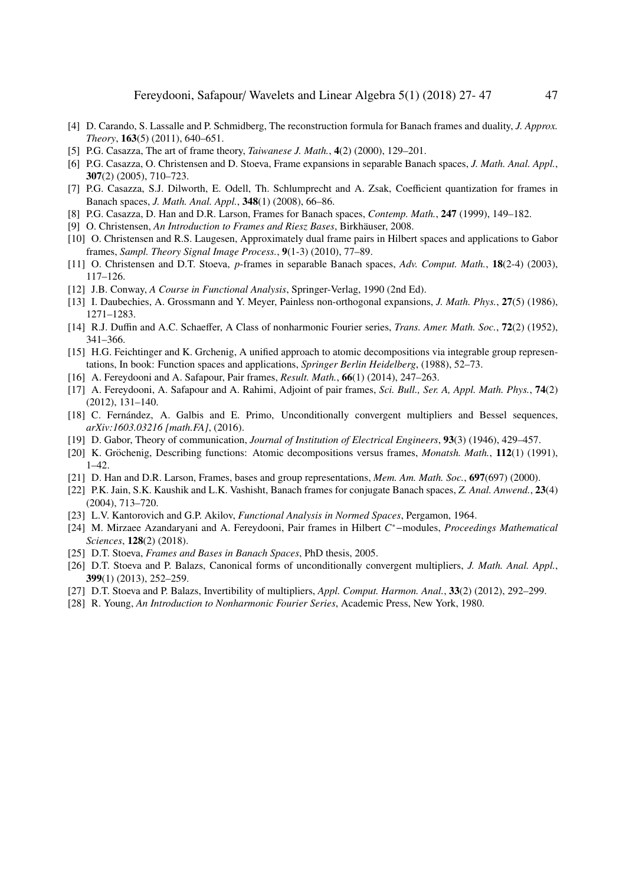[4] D. Carando, S. Lassalle and P. Schmidberg, The reconstruction formula for Banach frames and duality, *J. Approx. Theory*, **163**(5) (2011), 640–651.

[5] P.G. Casazza, The art of frame theory, *Taiwanese J. Math.*, **4**(2) (2000), 129–201.

[6] P.G. Casazza, O. Christensen and D. Stoeva, Frame expansions in separable Banach spaces, *J. Math. Anal. Appl.*, **307**(2) (2005), 710–723.

[7] P.G. Casazza, S.J. Dilworth, E. Odell, Th. Schlumprecht and A. Zsak, Coefficient quantization for frames in Banach spaces, *J. Math. Anal. Appl.*, **348**(1) (2008), 66–86.

[8] P.G. Casazza, D. Han and D.R. Larson, Frames for Banach spaces, *Contemp. Math.*, **247** (1999), 149–182.

[9] O. Christensen, *An Introduction to Frames and Riesz Bases*, Birkhäuser, 2008.

[10] O. Christensen and R.S. Laugesen, Approximately dual frame pairs in Hilbert spaces and applications to Gabor frames, *Sampl. Theory Signal Image Process.*, **9**(1-3) (2010), 77–89.

[11] O. Christensen and D.T. Stoeva, *p*-frames in separable Banach spaces, *Adv. Comput. Math.*, **18**(2-4) (2003), 117–126.

[12] J.B. Conway, *A Course in Functional Analysis*, Springer-Verlag, 1990 (2nd Ed).

[13] I. Daubechies, A. Grossmann and Y. Meyer, Painless non-orthogonal expansions, *J. Math. Phys.*, **27**(5) (1986), 1271–1283.

[14] R.J. Duffin and A.C. Schaeffer, A Class of nonharmonic Fourier series, *Trans. Amer. Math. Soc.*, **72**(2) (1952), 341–366.

[15] H.G. Feichtinger and K. Grchenig, A unified approach to atomic decompositions via integrable group representations, In book: Function spaces and applications, *Springer Berlin Heidelberg*, (1988), 52–73.

[16] A. Fereydooni and A. Safapour, Pair frames, *Result. Math.*, **66**(1) (2014), 247–263.

[17] A. Fereydooni, A. Safapour and A. Rahimi, Adjoint of pair frames, *Sci. Bull., Ser. A, Appl. Math. Phys.*, **74**(2) (2012), 131–140.

[18] C. Fernández, A. Galbis and E. Primo, Unconditionally convergent multipliers and Bessel sequences, *arXiv:1603.03216 [math.FA]*, (2016).

[19] D. Gabor, Theory of communication, *Journal of Institution of Electrical Engineers*, **93**(3) (1946), 429–457.

[20] K. Gröchenig, Describing functions: Atomic decompositions versus frames, *Monatsh. Math.*, **112**(1) (1991), 1–42.

[21] D. Han and D.R. Larson, Frames, bases and group representations, *Mem. Am. Math. Soc.*, **697**(697) (2000).

[22] P.K. Jain, S.K. Kaushik and L.K. Vashisht, Banach frames for conjugate Banach spaces, *Z. Anal. Anwend.*, **23**(4) (2004), 713–720.

[23] L.V. Kantorovich and G.P. Akilov, *Functional Analysis in Normed Spaces*, Pergamon, 1964.

[24] M. Mirzaee Azandaryani and A. Fereydooni, Pair frames in Hilbert $C^*$−modules, *Proceedings Mathematical Sciences*, **128**(2) (2018).

[25] D.T. Stoeva, *Frames and Bases in Banach Spaces*, PhD thesis, 2005.

[26] D.T. Stoeva and P. Balazs, Canonical forms of unconditionally convergent multipliers, *J. Math. Anal. Appl.*, **399**(1) (2013), 252–259.

[27] D.T. Stoeva and P. Balazs, Invertibility of multipliers, *Appl. Comput. Harmon. Anal.*, **33**(2) (2012), 292–299.

[28] R. Young, *An Introduction to Nonharmonic Fourier Series*, Academic Press, New York, 1980.